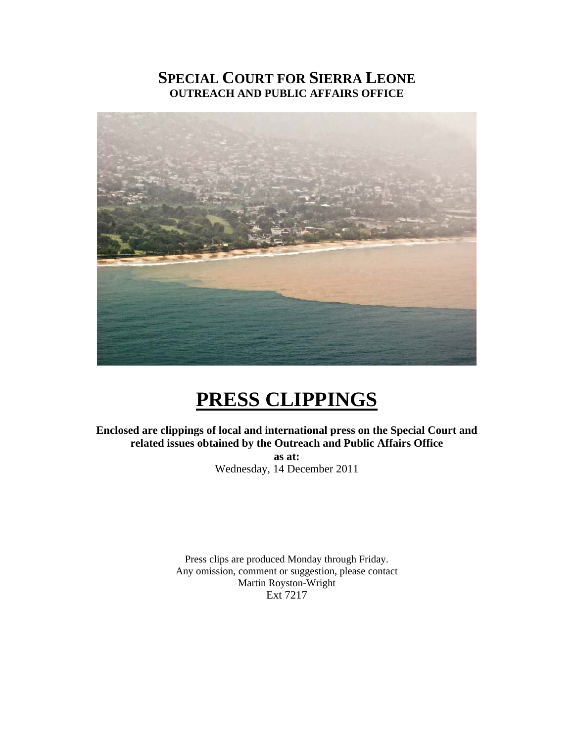# SPECIAL COURT FOR SIERRA LEONE
## OUTREACH AND PUBLIC AFFAIRS OFFICE

# PRESS CLIPPINGS

**Enclosed are clippings of local and international press on the Special Court and related issues obtained by the Outreach and Public Affairs Office**

**as at:**

Wednesday, 14 December 2011

Press clips are produced Monday through Friday.
Any omission, comment or suggestion, please contact
Martin Royston-Wright
Ext 7217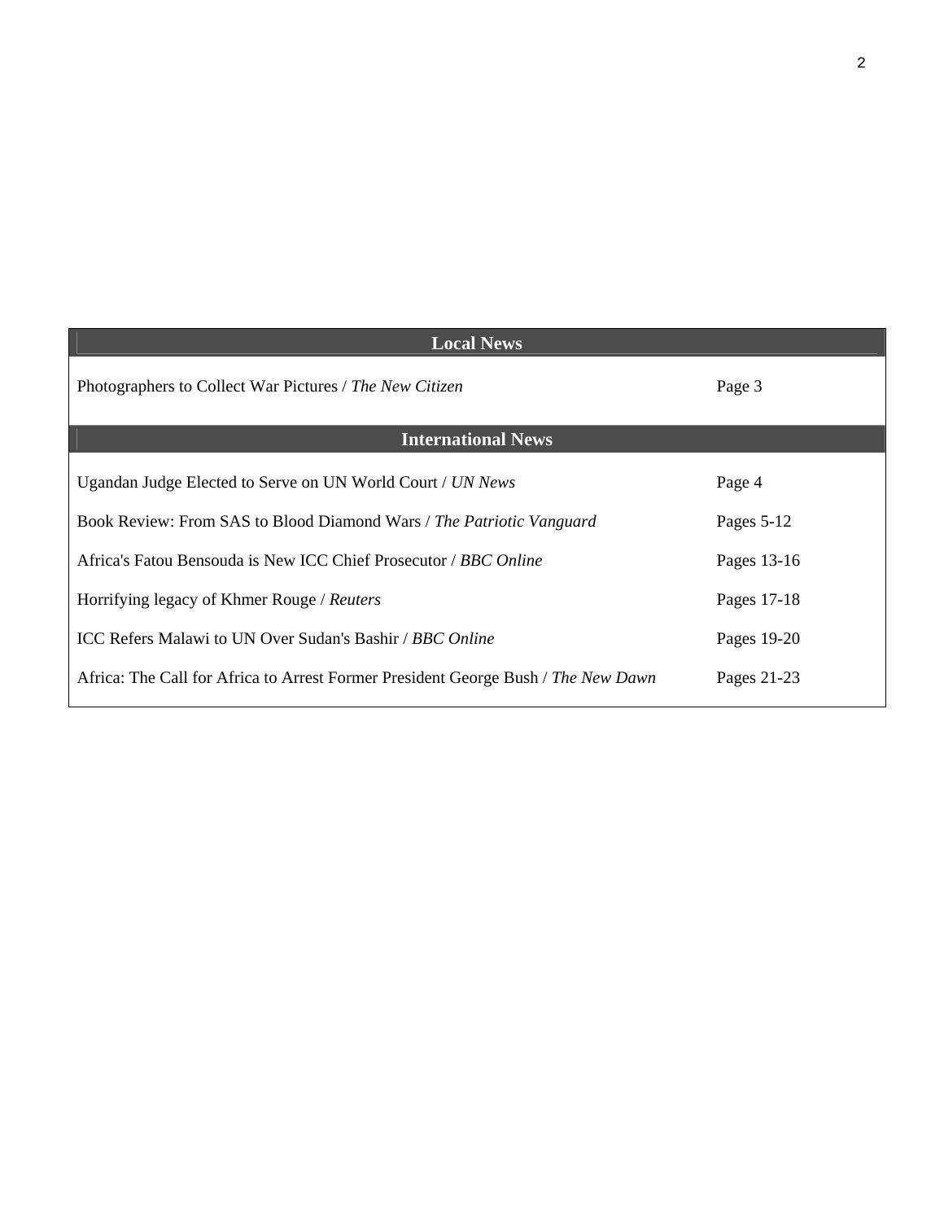| Local News | |
| --- | --- |
| Photographers to Collect War Pictures / *The New Citizen* | Page 3 |
| **International News** | |
| Ugandan Judge Elected to Serve on UN World Court / *UN News* | Page 4 |
| Book Review: From SAS to Blood Diamond Wars / *The Patriotic Vanguard* | Pages 5-12 |
| Africa's Fatou Bensouda is New ICC Chief Prosecutor / *BBC Online* | Pages 13-16 |
| Horrifying legacy of Khmer Rouge / *Reuters* | Pages 17-18 |
| ICC Refers Malawi to UN Over Sudan's Bashir / *BBC Online* | Pages 19-20 |
| Africa: The Call for Africa to Arrest Former President George Bush / *The New Dawn* | Pages 21-23 |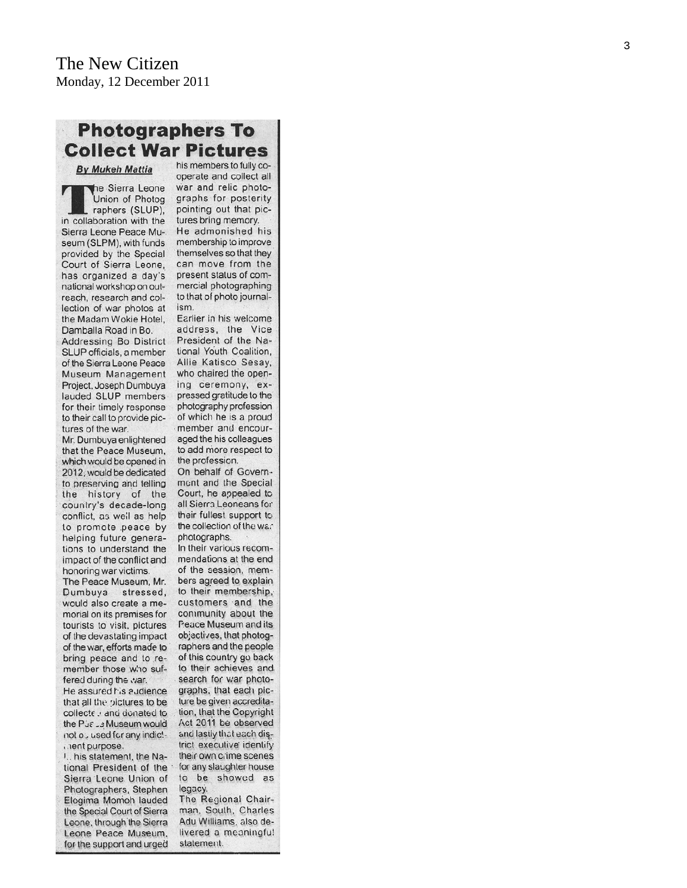The New Citizen
Monday, 12 December 2011

# Photographers To Collect War Pictures

**By Mukeh Mattia**

The Sierra Leone Union of Photographers (SLUP), in collaboration with the Sierra Leone Peace Museum (SLPM), with funds provided by the Special Court of Sierra Leone, has organized a day's national workshop on outreach, research and collection of war photos at the Madam Wokie Hotel, Damballa Road in Bo.

Addressing Bo District SLUP officials, a member of the Sierra Leone Peace Museum Management Project, Joseph Dumbuya lauded SLUP members for their timely response to their call to provide pictures of the war.

Mr. Dumbuya enlightened that the Peace Museum, which would be opened in 2012, would be dedicated to preserving and telling the history of the country's decade-long conflict, as well as help to promote peace by helping future generations to understand the impact of the conflict and honoring war victims.

The Peace Museum, Mr. Dumbuya stressed, would also create a memorial on its premises for tourists to visit, pictures of the devastating impact of the war, efforts made to bring peace and to remember those who suffered during the war.

He assured his audience that all the pictures to be collected and donated to the Peace Museum would not be used for any indictment purpose.

In his statement, the National President of the Sierra Leone Union of Photographers, Stephen Elogima Momoh lauded the Special Court of Sierra Leone, through the Sierra Leone Peace Museum, for the support and urged his members to fully co-operate and collect all war and relic photographs for posterity pointing out that pictures bring memory.

He admonished his membership to improve themselves so that they can move from the present status of commercial photographing to that of photo journalism.

Earlier in his welcome address, the Vice President of the National Youth Coalition, Allie Katisco Sesay, who chaired the opening ceremony, expressed gratitude to the photography profession of which he is a proud member and encouraged the his colleagues to add more respect to the profession.

On behalf of Government and the Special Court, he appealed to all Sierra Leoneans for their fullest support to the collection of the war photographs.

In their various recommendations at the end of the session, members agreed to explain to their membership, customers and the community about the Peace Museum and its objectives, that photographers and the people of this country go back to their achieves and search for war photographs, that each picture be given accreditation, that the Copyright Act 2011 be observed and lastly that each district executive identify their own crime scenes for any slaughter house to be showed as legacy.

The Regional Chairman, South, Charles Adu Williams, also delivered a meaningful statement.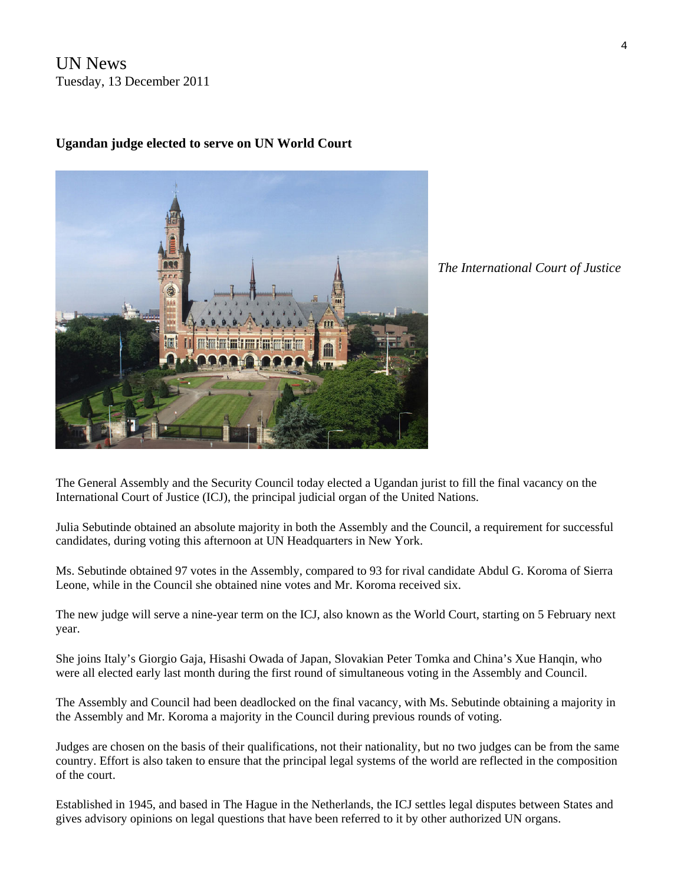UN News
Tuesday, 13 December 2011

**Ugandan judge elected to serve on UN World Court**

*The International Court of Justice*

The General Assembly and the Security Council today elected a Ugandan jurist to fill the final vacancy on the International Court of Justice (ICJ), the principal judicial organ of the United Nations.

Julia Sebutinde obtained an absolute majority in both the Assembly and the Council, a requirement for successful candidates, during voting this afternoon at UN Headquarters in New York.

Ms. Sebutinde obtained 97 votes in the Assembly, compared to 93 for rival candidate Abdul G. Koroma of Sierra Leone, while in the Council she obtained nine votes and Mr. Koroma received six.

The new judge will serve a nine-year term on the ICJ, also known as the World Court, starting on 5 February next year.

She joins Italy's Giorgio Gaja, Hisashi Owada of Japan, Slovakian Peter Tomka and China's Xue Hanqin, who were all elected early last month during the first round of simultaneous voting in the Assembly and Council.

The Assembly and Council had been deadlocked on the final vacancy, with Ms. Sebutinde obtaining a majority in the Assembly and Mr. Koroma a majority in the Council during previous rounds of voting.

Judges are chosen on the basis of their qualifications, not their nationality, but no two judges can be from the same country. Effort is also taken to ensure that the principal legal systems of the world are reflected in the composition of the court.

Established in 1945, and based in The Hague in the Netherlands, the ICJ settles legal disputes between States and gives advisory opinions on legal questions that have been referred to it by other authorized UN organs.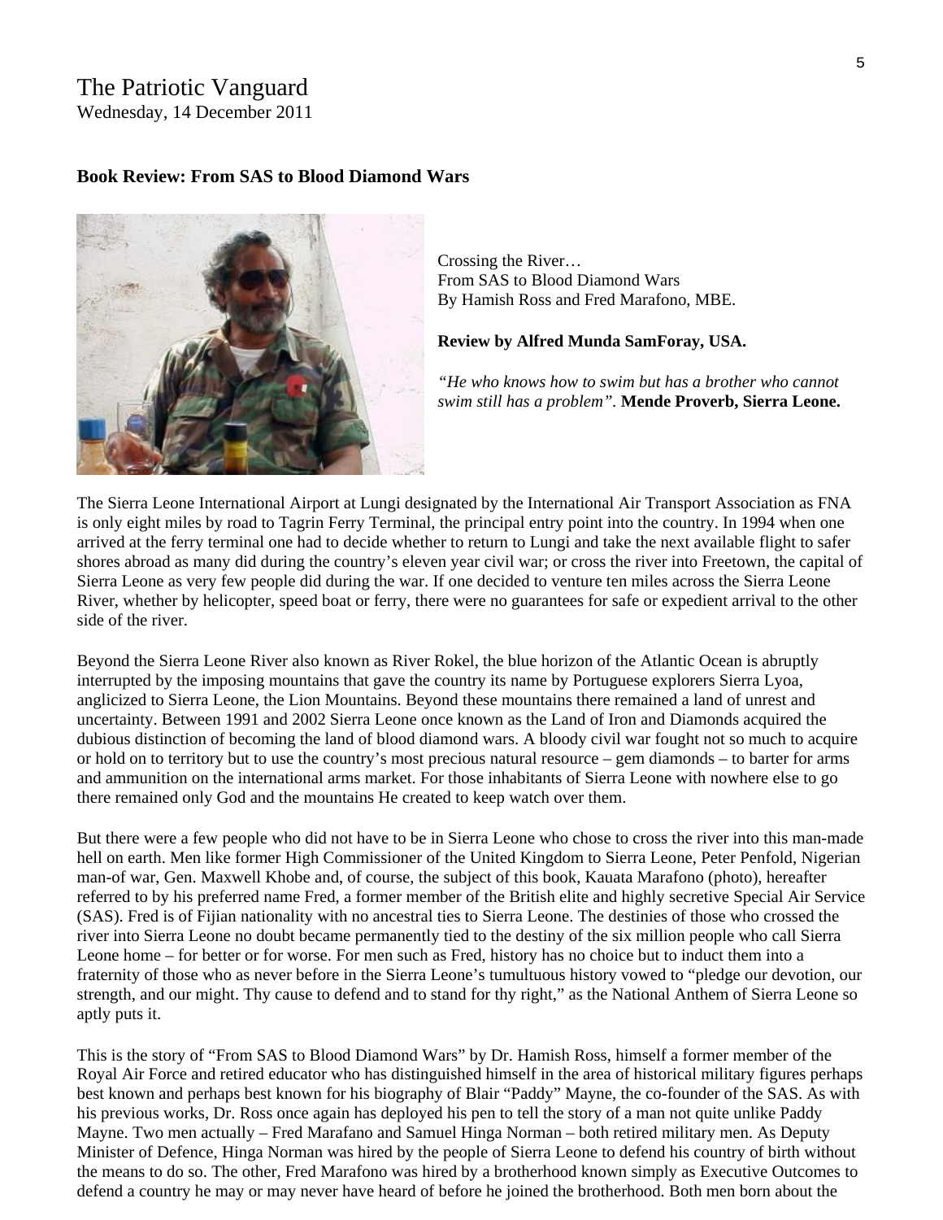The Patriotic Vanguard

Wednesday, 14 December 2011

**Book Review: From SAS to Blood Diamond Wars**

Crossing the River…
From SAS to Blood Diamond Wars
By Hamish Ross and Fred Marafono, MBE.

**Review by Alfred Munda SamForay, USA.**

*"He who knows how to swim but has a brother who cannot swim still has a problem".* **Mende Proverb, Sierra Leone.**

The Sierra Leone International Airport at Lungi designated by the International Air Transport Association as FNA is only eight miles by road to Tagrin Ferry Terminal, the principal entry point into the country. In 1994 when one arrived at the ferry terminal one had to decide whether to return to Lungi and take the next available flight to safer shores abroad as many did during the country's eleven year civil war; or cross the river into Freetown, the capital of Sierra Leone as very few people did during the war. If one decided to venture ten miles across the Sierra Leone River, whether by helicopter, speed boat or ferry, there were no guarantees for safe or expedient arrival to the other side of the river.

Beyond the Sierra Leone River also known as River Rokel, the blue horizon of the Atlantic Ocean is abruptly interrupted by the imposing mountains that gave the country its name by Portuguese explorers Sierra Lyoa, anglicized to Sierra Leone, the Lion Mountains. Beyond these mountains there remained a land of unrest and uncertainty. Between 1991 and 2002 Sierra Leone once known as the Land of Iron and Diamonds acquired the dubious distinction of becoming the land of blood diamond wars. A bloody civil war fought not so much to acquire or hold on to territory but to use the country's most precious natural resource – gem diamonds – to barter for arms and ammunition on the international arms market. For those inhabitants of Sierra Leone with nowhere else to go there remained only God and the mountains He created to keep watch over them.

But there were a few people who did not have to be in Sierra Leone who chose to cross the river into this man-made hell on earth. Men like former High Commissioner of the United Kingdom to Sierra Leone, Peter Penfold, Nigerian man-of war, Gen. Maxwell Khobe and, of course, the subject of this book, Kauata Marafono (photo), hereafter referred to by his preferred name Fred, a former member of the British elite and highly secretive Special Air Service (SAS). Fred is of Fijian nationality with no ancestral ties to Sierra Leone. The destinies of those who crossed the river into Sierra Leone no doubt became permanently tied to the destiny of the six million people who call Sierra Leone home – for better or for worse. For men such as Fred, history has no choice but to induct them into a fraternity of those who as never before in the Sierra Leone's tumultuous history vowed to "pledge our devotion, our strength, and our might. Thy cause to defend and to stand for thy right," as the National Anthem of Sierra Leone so aptly puts it.

This is the story of "From SAS to Blood Diamond Wars" by Dr. Hamish Ross, himself a former member of the Royal Air Force and retired educator who has distinguished himself in the area of historical military figures perhaps best known and perhaps best known for his biography of Blair "Paddy" Mayne, the co-founder of the SAS. As with his previous works, Dr. Ross once again has deployed his pen to tell the story of a man not quite unlike Paddy Mayne. Two men actually – Fred Marafano and Samuel Hinga Norman – both retired military men. As Deputy Minister of Defence, Hinga Norman was hired by the people of Sierra Leone to defend his country of birth without the means to do so. The other, Fred Marafono was hired by a brotherhood known simply as Executive Outcomes to defend a country he may or may never have heard of before he joined the brotherhood. Both men born about the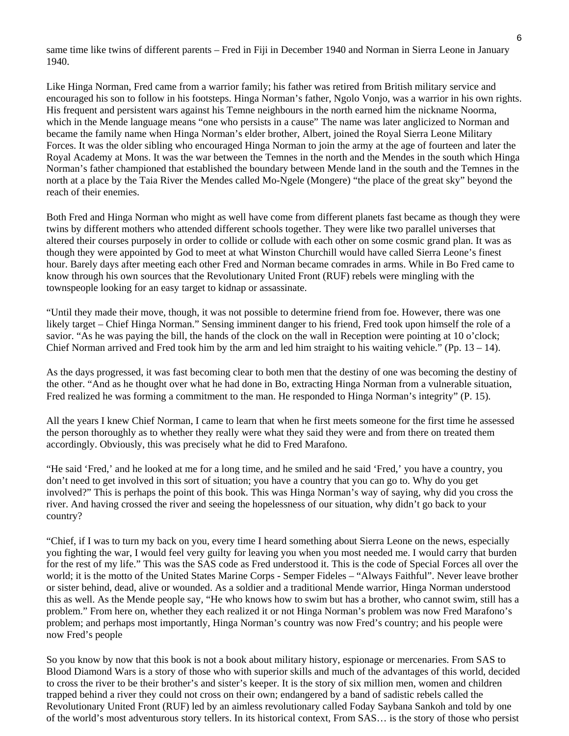same time like twins of different parents – Fred in Fiji in December 1940 and Norman in Sierra Leone in January 1940.

Like Hinga Norman, Fred came from a warrior family; his father was retired from British military service and encouraged his son to follow in his footsteps. Hinga Norman's father, Ngolo Vonjo, was a warrior in his own rights. His frequent and persistent wars against his Temne neighbours in the north earned him the nickname Noorma, which in the Mende language means "one who persists in a cause" The name was later anglicized to Norman and became the family name when Hinga Norman's elder brother, Albert, joined the Royal Sierra Leone Military Forces. It was the older sibling who encouraged Hinga Norman to join the army at the age of fourteen and later the Royal Academy at Mons. It was the war between the Temnes in the north and the Mendes in the south which Hinga Norman's father championed that established the boundary between Mende land in the south and the Temnes in the north at a place by the Taia River the Mendes called Mo-Ngele (Mongere) "the place of the great sky" beyond the reach of their enemies.

Both Fred and Hinga Norman who might as well have come from different planets fast became as though they were twins by different mothers who attended different schools together. They were like two parallel universes that altered their courses purposely in order to collide or collude with each other on some cosmic grand plan. It was as though they were appointed by God to meet at what Winston Churchill would have called Sierra Leone's finest hour. Barely days after meeting each other Fred and Norman became comrades in arms. While in Bo Fred came to know through his own sources that the Revolutionary United Front (RUF) rebels were mingling with the townspeople looking for an easy target to kidnap or assassinate.

"Until they made their move, though, it was not possible to determine friend from foe. However, there was one likely target – Chief Hinga Norman." Sensing imminent danger to his friend, Fred took upon himself the role of a savior. "As he was paying the bill, the hands of the clock on the wall in Reception were pointing at 10 o'clock; Chief Norman arrived and Fred took him by the arm and led him straight to his waiting vehicle." (Pp. 13 – 14).

As the days progressed, it was fast becoming clear to both men that the destiny of one was becoming the destiny of the other. "And as he thought over what he had done in Bo, extracting Hinga Norman from a vulnerable situation, Fred realized he was forming a commitment to the man. He responded to Hinga Norman's integrity" (P. 15).

All the years I knew Chief Norman, I came to learn that when he first meets someone for the first time he assessed the person thoroughly as to whether they really were what they said they were and from there on treated them accordingly. Obviously, this was precisely what he did to Fred Marafono.

"He said 'Fred,' and he looked at me for a long time, and he smiled and he said 'Fred,' you have a country, you don't need to get involved in this sort of situation; you have a country that you can go to. Why do you get involved?" This is perhaps the point of this book. This was Hinga Norman's way of saying, why did you cross the river. And having crossed the river and seeing the hopelessness of our situation, why didn't go back to your country?

"Chief, if I was to turn my back on you, every time I heard something about Sierra Leone on the news, especially you fighting the war, I would feel very guilty for leaving you when you most needed me. I would carry that burden for the rest of my life." This was the SAS code as Fred understood it. This is the code of Special Forces all over the world; it is the motto of the United States Marine Corps - Semper Fideles – "Always Faithful". Never leave brother or sister behind, dead, alive or wounded. As a soldier and a traditional Mende warrior, Hinga Norman understood this as well. As the Mende people say, "He who knows how to swim but has a brother, who cannot swim, still has a problem." From here on, whether they each realized it or not Hinga Norman's problem was now Fred Marafono's problem; and perhaps most importantly, Hinga Norman's country was now Fred's country; and his people were now Fred's people

So you know by now that this book is not a book about military history, espionage or mercenaries. From SAS to Blood Diamond Wars is a story of those who with superior skills and much of the advantages of this world, decided to cross the river to be their brother's and sister's keeper. It is the story of six million men, women and children trapped behind a river they could not cross on their own; endangered by a band of sadistic rebels called the Revolutionary United Front (RUF) led by an aimless revolutionary called Foday Saybana Sankoh and told by one of the world's most adventurous story tellers. In its historical context, From SAS… is the story of those who persist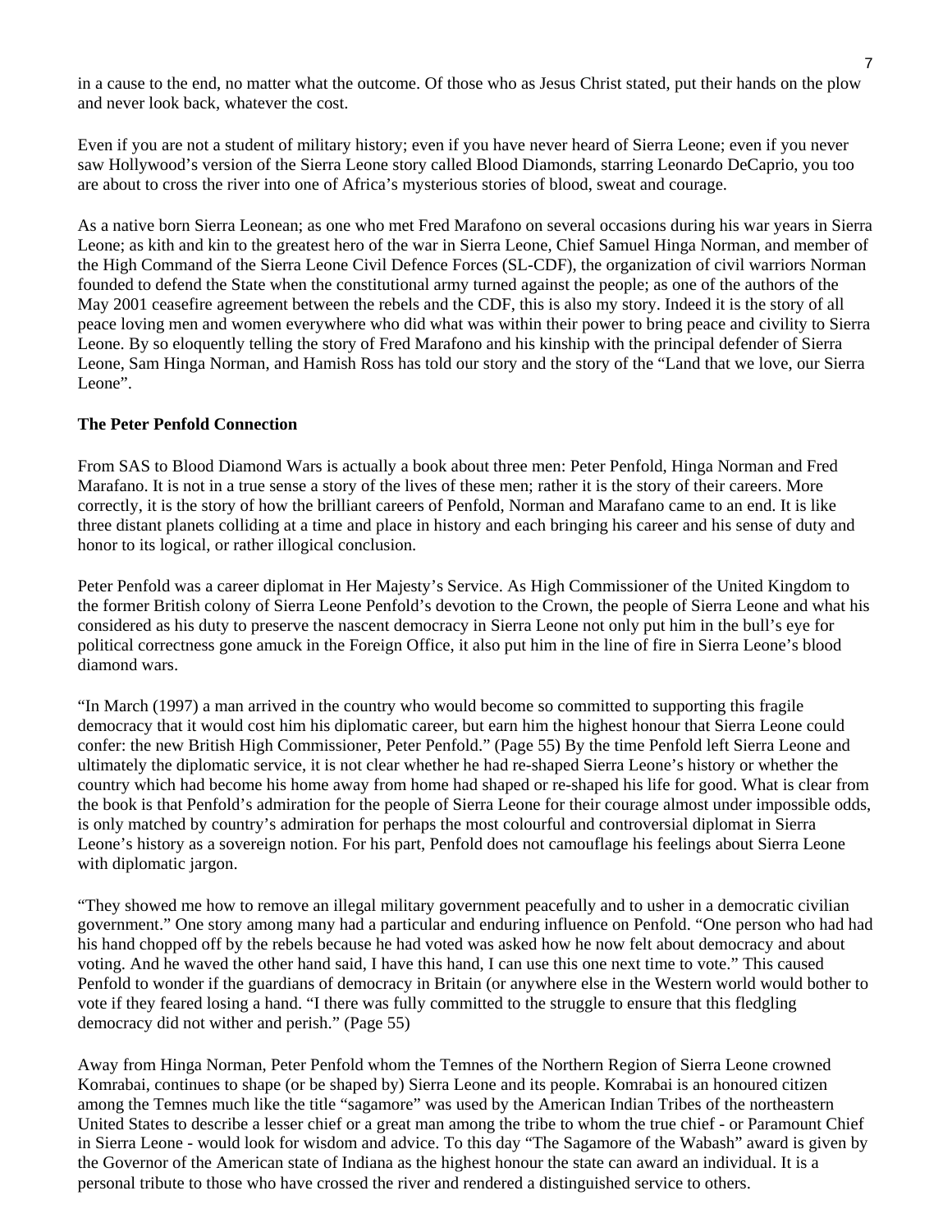in a cause to the end, no matter what the outcome. Of those who as Jesus Christ stated, put their hands on the plow and never look back, whatever the cost.

Even if you are not a student of military history; even if you have never heard of Sierra Leone; even if you never saw Hollywood's version of the Sierra Leone story called Blood Diamonds, starring Leonardo DeCaprio, you too are about to cross the river into one of Africa's mysterious stories of blood, sweat and courage.

As a native born Sierra Leonean; as one who met Fred Marafono on several occasions during his war years in Sierra Leone; as kith and kin to the greatest hero of the war in Sierra Leone, Chief Samuel Hinga Norman, and member of the High Command of the Sierra Leone Civil Defence Forces (SL-CDF), the organization of civil warriors Norman founded to defend the State when the constitutional army turned against the people; as one of the authors of the May 2001 ceasefire agreement between the rebels and the CDF, this is also my story. Indeed it is the story of all peace loving men and women everywhere who did what was within their power to bring peace and civility to Sierra Leone. By so eloquently telling the story of Fred Marafono and his kinship with the principal defender of Sierra Leone, Sam Hinga Norman, and Hamish Ross has told our story and the story of the "Land that we love, our Sierra Leone".

**The Peter Penfold Connection**

From SAS to Blood Diamond Wars is actually a book about three men: Peter Penfold, Hinga Norman and Fred Marafano. It is not in a true sense a story of the lives of these men; rather it is the story of their careers. More correctly, it is the story of how the brilliant careers of Penfold, Norman and Marafano came to an end. It is like three distant planets colliding at a time and place in history and each bringing his career and his sense of duty and honor to its logical, or rather illogical conclusion.

Peter Penfold was a career diplomat in Her Majesty's Service. As High Commissioner of the United Kingdom to the former British colony of Sierra Leone Penfold's devotion to the Crown, the people of Sierra Leone and what his considered as his duty to preserve the nascent democracy in Sierra Leone not only put him in the bull's eye for political correctness gone amuck in the Foreign Office, it also put him in the line of fire in Sierra Leone's blood diamond wars.

"In March (1997) a man arrived in the country who would become so committed to supporting this fragile democracy that it would cost him his diplomatic career, but earn him the highest honour that Sierra Leone could confer: the new British High Commissioner, Peter Penfold." (Page 55) By the time Penfold left Sierra Leone and ultimately the diplomatic service, it is not clear whether he had re-shaped Sierra Leone's history or whether the country which had become his home away from home had shaped or re-shaped his life for good. What is clear from the book is that Penfold's admiration for the people of Sierra Leone for their courage almost under impossible odds, is only matched by country's admiration for perhaps the most colourful and controversial diplomat in Sierra Leone's history as a sovereign notion. For his part, Penfold does not camouflage his feelings about Sierra Leone with diplomatic jargon.

"They showed me how to remove an illegal military government peacefully and to usher in a democratic civilian government." One story among many had a particular and enduring influence on Penfold. "One person who had had his hand chopped off by the rebels because he had voted was asked how he now felt about democracy and about voting. And he waved the other hand said, I have this hand, I can use this one next time to vote." This caused Penfold to wonder if the guardians of democracy in Britain (or anywhere else in the Western world would bother to vote if they feared losing a hand. "I there was fully committed to the struggle to ensure that this fledgling democracy did not wither and perish." (Page 55)

Away from Hinga Norman, Peter Penfold whom the Temnes of the Northern Region of Sierra Leone crowned Komrabai, continues to shape (or be shaped by) Sierra Leone and its people. Komrabai is an honoured citizen among the Temnes much like the title "sagamore" was used by the American Indian Tribes of the northeastern United States to describe a lesser chief or a great man among the tribe to whom the true chief - or Paramount Chief in Sierra Leone - would look for wisdom and advice. To this day "The Sagamore of the Wabash" award is given by the Governor of the American state of Indiana as the highest honour the state can award an individual. It is a personal tribute to those who have crossed the river and rendered a distinguished service to others.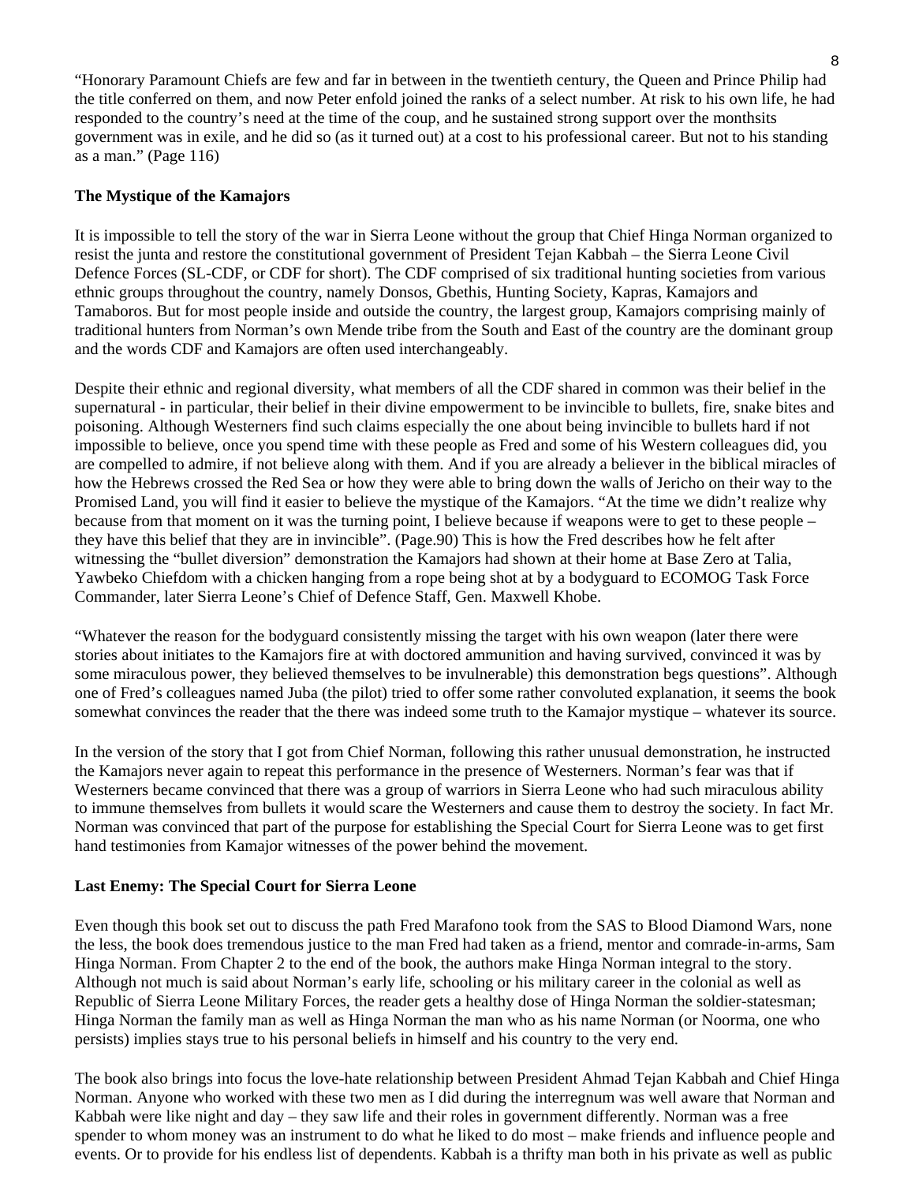"Honorary Paramount Chiefs are few and far in between in the twentieth century, the Queen and Prince Philip had the title conferred on them, and now Peter enfold joined the ranks of a select number. At risk to his own life, he had responded to the country's need at the time of the coup, and he sustained strong support over the monthsits government was in exile, and he did so (as it turned out) at a cost to his professional career. But not to his standing as a man." (Page 116)

**The Mystique of the Kamajors**

It is impossible to tell the story of the war in Sierra Leone without the group that Chief Hinga Norman organized to resist the junta and restore the constitutional government of President Tejan Kabbah – the Sierra Leone Civil Defence Forces (SL-CDF, or CDF for short). The CDF comprised of six traditional hunting societies from various ethnic groups throughout the country, namely Donsos, Gbethis, Hunting Society, Kapras, Kamajors and Tamaboros. But for most people inside and outside the country, the largest group, Kamajors comprising mainly of traditional hunters from Norman's own Mende tribe from the South and East of the country are the dominant group and the words CDF and Kamajors are often used interchangeably.

Despite their ethnic and regional diversity, what members of all the CDF shared in common was their belief in the supernatural - in particular, their belief in their divine empowerment to be invincible to bullets, fire, snake bites and poisoning. Although Westerners find such claims especially the one about being invincible to bullets hard if not impossible to believe, once you spend time with these people as Fred and some of his Western colleagues did, you are compelled to admire, if not believe along with them. And if you are already a believer in the biblical miracles of how the Hebrews crossed the Red Sea or how they were able to bring down the walls of Jericho on their way to the Promised Land, you will find it easier to believe the mystique of the Kamajors. "At the time we didn't realize why because from that moment on it was the turning point, I believe because if weapons were to get to these people – they have this belief that they are in invincible". (Page.90) This is how the Fred describes how he felt after witnessing the "bullet diversion" demonstration the Kamajors had shown at their home at Base Zero at Talia, Yawbeko Chiefdom with a chicken hanging from a rope being shot at by a bodyguard to ECOMOG Task Force Commander, later Sierra Leone's Chief of Defence Staff, Gen. Maxwell Khobe.

"Whatever the reason for the bodyguard consistently missing the target with his own weapon (later there were stories about initiates to the Kamajors fire at with doctored ammunition and having survived, convinced it was by some miraculous power, they believed themselves to be invulnerable) this demonstration begs questions". Although one of Fred's colleagues named Juba (the pilot) tried to offer some rather convoluted explanation, it seems the book somewhat convinces the reader that the there was indeed some truth to the Kamajor mystique – whatever its source.

In the version of the story that I got from Chief Norman, following this rather unusual demonstration, he instructed the Kamajors never again to repeat this performance in the presence of Westerners. Norman's fear was that if Westerners became convinced that there was a group of warriors in Sierra Leone who had such miraculous ability to immune themselves from bullets it would scare the Westerners and cause them to destroy the society. In fact Mr. Norman was convinced that part of the purpose for establishing the Special Court for Sierra Leone was to get first hand testimonies from Kamajor witnesses of the power behind the movement.

**Last Enemy: The Special Court for Sierra Leone**

Even though this book set out to discuss the path Fred Marafono took from the SAS to Blood Diamond Wars, none the less, the book does tremendous justice to the man Fred had taken as a friend, mentor and comrade-in-arms, Sam Hinga Norman. From Chapter 2 to the end of the book, the authors make Hinga Norman integral to the story. Although not much is said about Norman's early life, schooling or his military career in the colonial as well as Republic of Sierra Leone Military Forces, the reader gets a healthy dose of Hinga Norman the soldier-statesman; Hinga Norman the family man as well as Hinga Norman the man who as his name Norman (or Noorma, one who persists) implies stays true to his personal beliefs in himself and his country to the very end.

The book also brings into focus the love-hate relationship between President Ahmad Tejan Kabbah and Chief Hinga Norman. Anyone who worked with these two men as I did during the interregnum was well aware that Norman and Kabbah were like night and day – they saw life and their roles in government differently. Norman was a free spender to whom money was an instrument to do what he liked to do most – make friends and influence people and events. Or to provide for his endless list of dependents. Kabbah is a thrifty man both in his private as well as public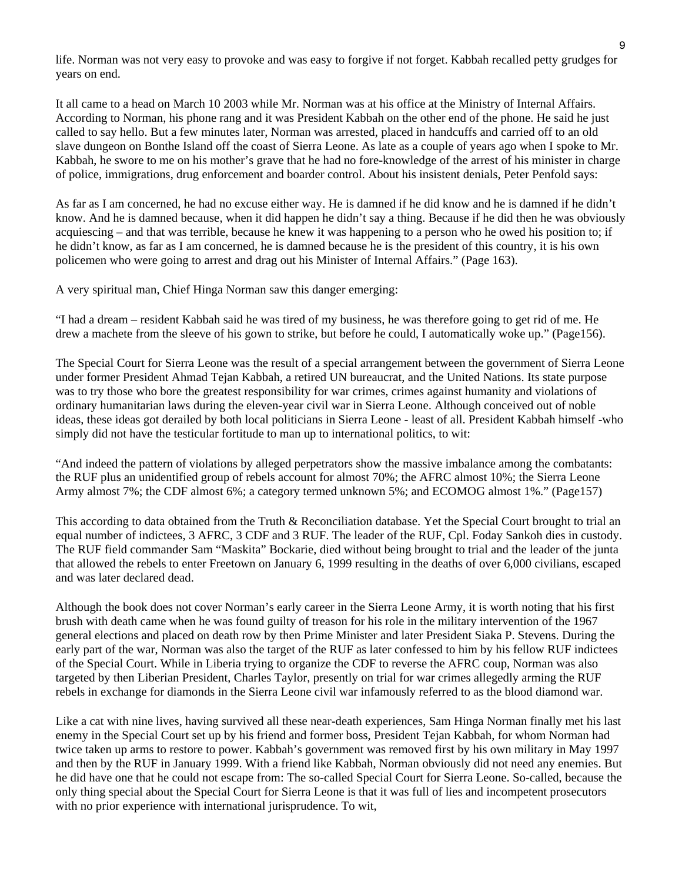life. Norman was not very easy to provoke and was easy to forgive if not forget. Kabbah recalled petty grudges for years on end.

It all came to a head on March 10 2003 while Mr. Norman was at his office at the Ministry of Internal Affairs. According to Norman, his phone rang and it was President Kabbah on the other end of the phone. He said he just called to say hello. But a few minutes later, Norman was arrested, placed in handcuffs and carried off to an old slave dungeon on Bonthe Island off the coast of Sierra Leone. As late as a couple of years ago when I spoke to Mr. Kabbah, he swore to me on his mother's grave that he had no fore-knowledge of the arrest of his minister in charge of police, immigrations, drug enforcement and boarder control. About his insistent denials, Peter Penfold says:

As far as I am concerned, he had no excuse either way. He is damned if he did know and he is damned if he didn't know. And he is damned because, when it did happen he didn't say a thing. Because if he did then he was obviously acquiescing – and that was terrible, because he knew it was happening to a person who he owed his position to; if he didn't know, as far as I am concerned, he is damned because he is the president of this country, it is his own policemen who were going to arrest and drag out his Minister of Internal Affairs." (Page 163).

A very spiritual man, Chief Hinga Norman saw this danger emerging:

"I had a dream – resident Kabbah said he was tired of my business, he was therefore going to get rid of me. He drew a machete from the sleeve of his gown to strike, but before he could, I automatically woke up." (Page156).

The Special Court for Sierra Leone was the result of a special arrangement between the government of Sierra Leone under former President Ahmad Tejan Kabbah, a retired UN bureaucrat, and the United Nations. Its state purpose was to try those who bore the greatest responsibility for war crimes, crimes against humanity and violations of ordinary humanitarian laws during the eleven-year civil war in Sierra Leone. Although conceived out of noble ideas, these ideas got derailed by both local politicians in Sierra Leone - least of all. President Kabbah himself -who simply did not have the testicular fortitude to man up to international politics, to wit:

"And indeed the pattern of violations by alleged perpetrators show the massive imbalance among the combatants: the RUF plus an unidentified group of rebels account for almost 70%; the AFRC almost 10%; the Sierra Leone Army almost 7%; the CDF almost 6%; a category termed unknown 5%; and ECOMOG almost 1%." (Page157)

This according to data obtained from the Truth & Reconciliation database. Yet the Special Court brought to trial an equal number of indictees, 3 AFRC, 3 CDF and 3 RUF. The leader of the RUF, Cpl. Foday Sankoh dies in custody. The RUF field commander Sam "Maskita" Bockarie, died without being brought to trial and the leader of the junta that allowed the rebels to enter Freetown on January 6, 1999 resulting in the deaths of over 6,000 civilians, escaped and was later declared dead.

Although the book does not cover Norman's early career in the Sierra Leone Army, it is worth noting that his first brush with death came when he was found guilty of treason for his role in the military intervention of the 1967 general elections and placed on death row by then Prime Minister and later President Siaka P. Stevens. During the early part of the war, Norman was also the target of the RUF as later confessed to him by his fellow RUF indictees of the Special Court. While in Liberia trying to organize the CDF to reverse the AFRC coup, Norman was also targeted by then Liberian President, Charles Taylor, presently on trial for war crimes allegedly arming the RUF rebels in exchange for diamonds in the Sierra Leone civil war infamously referred to as the blood diamond war.

Like a cat with nine lives, having survived all these near-death experiences, Sam Hinga Norman finally met his last enemy in the Special Court set up by his friend and former boss, President Tejan Kabbah, for whom Norman had twice taken up arms to restore to power. Kabbah's government was removed first by his own military in May 1997 and then by the RUF in January 1999. With a friend like Kabbah, Norman obviously did not need any enemies. But he did have one that he could not escape from: The so-called Special Court for Sierra Leone. So-called, because the only thing special about the Special Court for Sierra Leone is that it was full of lies and incompetent prosecutors with no prior experience with international jurisprudence. To wit,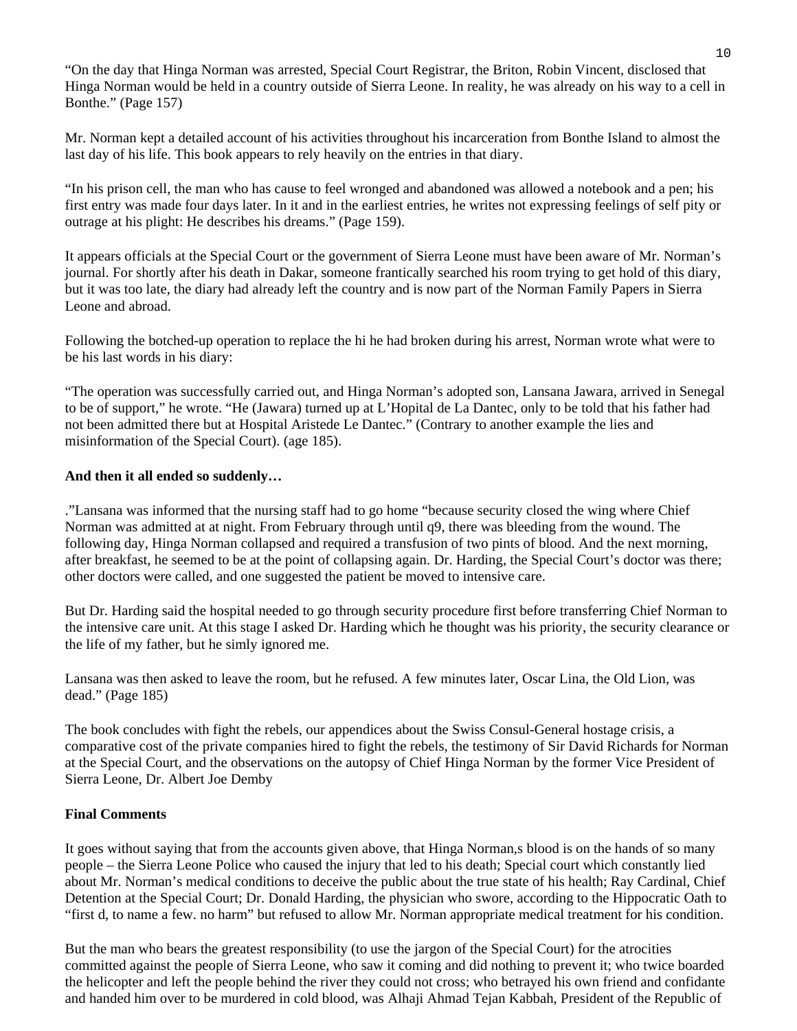"On the day that Hinga Norman was arrested, Special Court Registrar, the Briton, Robin Vincent, disclosed that Hinga Norman would be held in a country outside of Sierra Leone. In reality, he was already on his way to a cell in Bonthe." (Page 157)

Mr. Norman kept a detailed account of his activities throughout his incarceration from Bonthe Island to almost the last day of his life. This book appears to rely heavily on the entries in that diary.

"In his prison cell, the man who has cause to feel wronged and abandoned was allowed a notebook and a pen; his first entry was made four days later. In it and in the earliest entries, he writes not expressing feelings of self pity or outrage at his plight: He describes his dreams." (Page 159).

It appears officials at the Special Court or the government of Sierra Leone must have been aware of Mr. Norman's journal. For shortly after his death in Dakar, someone frantically searched his room trying to get hold of this diary, but it was too late, the diary had already left the country and is now part of the Norman Family Papers in Sierra Leone and abroad.

Following the botched-up operation to replace the hi he had broken during his arrest, Norman wrote what were to be his last words in his diary:

"The operation was successfully carried out, and Hinga Norman's adopted son, Lansana Jawara, arrived in Senegal to be of support," he wrote. "He (Jawara) turned up at L'Hopital de La Dantec, only to be told that his father had not been admitted there but at Hospital Aristede Le Dantec." (Contrary to another example the lies and misinformation of the Special Court). (age 185).

**And then it all ended so suddenly…**

."Lansana was informed that the nursing staff had to go home "because security closed the wing where Chief Norman was admitted at at night. From February through until q9, there was bleeding from the wound. The following day, Hinga Norman collapsed and required a transfusion of two pints of blood. And the next morning, after breakfast, he seemed to be at the point of collapsing again. Dr. Harding, the Special Court's doctor was there; other doctors were called, and one suggested the patient be moved to intensive care.

But Dr. Harding said the hospital needed to go through security procedure first before transferring Chief Norman to the intensive care unit. At this stage I asked Dr. Harding which he thought was his priority, the security clearance or the life of my father, but he simly ignored me.

Lansana was then asked to leave the room, but he refused. A few minutes later, Oscar Lina, the Old Lion, was dead." (Page 185)

The book concludes with fight the rebels, our appendices about the Swiss Consul-General hostage crisis, a comparative cost of the private companies hired to fight the rebels, the testimony of Sir David Richards for Norman at the Special Court, and the observations on the autopsy of Chief Hinga Norman by the former Vice President of Sierra Leone, Dr. Albert Joe Demby

**Final Comments**

It goes without saying that from the accounts given above, that Hinga Norman,s blood is on the hands of so many people – the Sierra Leone Police who caused the injury that led to his death; Special court which constantly lied about Mr. Norman's medical conditions to deceive the public about the true state of his health; Ray Cardinal, Chief Detention at the Special Court; Dr. Donald Harding, the physician who swore, according to the Hippocratic Oath to "first d, to name a few. no harm" but refused to allow Mr. Norman appropriate medical treatment for his condition.

But the man who bears the greatest responsibility (to use the jargon of the Special Court) for the atrocities committed against the people of Sierra Leone, who saw it coming and did nothing to prevent it; who twice boarded the helicopter and left the people behind the river they could not cross; who betrayed his own friend and confidante and handed him over to be murdered in cold blood, was Alhaji Ahmad Tejan Kabbah, President of the Republic of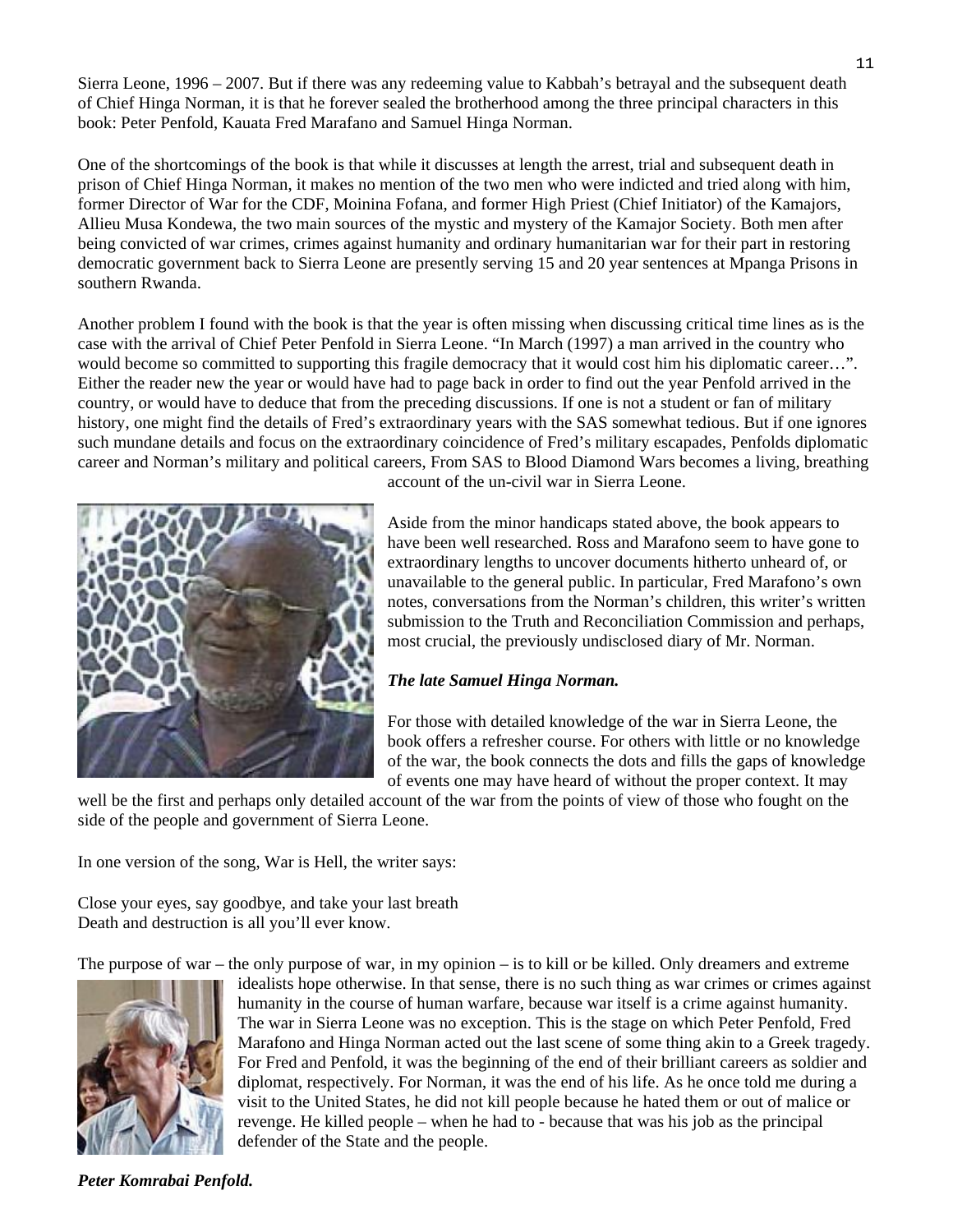Sierra Leone, 1996 – 2007. But if there was any redeeming value to Kabbah's betrayal and the subsequent death of Chief Hinga Norman, it is that he forever sealed the brotherhood among the three principal characters in this book: Peter Penfold, Kauata Fred Marafano and Samuel Hinga Norman.

One of the shortcomings of the book is that while it discusses at length the arrest, trial and subsequent death in prison of Chief Hinga Norman, it makes no mention of the two men who were indicted and tried along with him, former Director of War for the CDF, Moinina Fofana, and former High Priest (Chief Initiator) of the Kamajors, Allieu Musa Kondewa, the two main sources of the mystic and mystery of the Kamajor Society. Both men after being convicted of war crimes, crimes against humanity and ordinary humanitarian war for their part in restoring democratic government back to Sierra Leone are presently serving 15 and 20 year sentences at Mpanga Prisons in southern Rwanda.

Another problem I found with the book is that the year is often missing when discussing critical time lines as is the case with the arrival of Chief Peter Penfold in Sierra Leone. "In March (1997) a man arrived in the country who would become so committed to supporting this fragile democracy that it would cost him his diplomatic career…". Either the reader new the year or would have had to page back in order to find out the year Penfold arrived in the country, or would have to deduce that from the preceding discussions. If one is not a student or fan of military history, one might find the details of Fred's extraordinary years with the SAS somewhat tedious. But if one ignores such mundane details and focus on the extraordinary coincidence of Fred's military escapades, Penfolds diplomatic career and Norman's military and political careers, From SAS to Blood Diamond Wars becomes a living, breathing account of the un-civil war in Sierra Leone.

Aside from the minor handicaps stated above, the book appears to have been well researched. Ross and Marafono seem to have gone to extraordinary lengths to uncover documents hitherto unheard of, or unavailable to the general public. In particular, Fred Marafono's own notes, conversations from the Norman's children, this writer's written submission to the Truth and Reconciliation Commission and perhaps, most crucial, the previously undisclosed diary of Mr. Norman.

***The late Samuel Hinga Norman.***

For those with detailed knowledge of the war in Sierra Leone, the book offers a refresher course. For others with little or no knowledge of the war, the book connects the dots and fills the gaps of knowledge of events one may have heard of without the proper context. It may well be the first and perhaps only detailed account of the war from the points of view of those who fought on the side of the people and government of Sierra Leone.

In one version of the song, War is Hell, the writer says:

Close your eyes, say goodbye, and take your last breath
Death and destruction is all you'll ever know.

The purpose of war – the only purpose of war, in my opinion – is to kill or be killed. Only dreamers and extreme idealists hope otherwise. In that sense, there is no such thing as war crimes or crimes against humanity in the course of human warfare, because war itself is a crime against humanity. The war in Sierra Leone was no exception. This is the stage on which Peter Penfold, Fred Marafono and Hinga Norman acted out the last scene of some thing akin to a Greek tragedy. For Fred and Penfold, it was the beginning of the end of their brilliant careers as soldier and diplomat, respectively. For Norman, it was the end of his life. As he once told me during a visit to the United States, he did not kill people because he hated them or out of malice or revenge. He killed people – when he had to - because that was his job as the principal defender of the State and the people.

***Peter Komrabai Penfold.***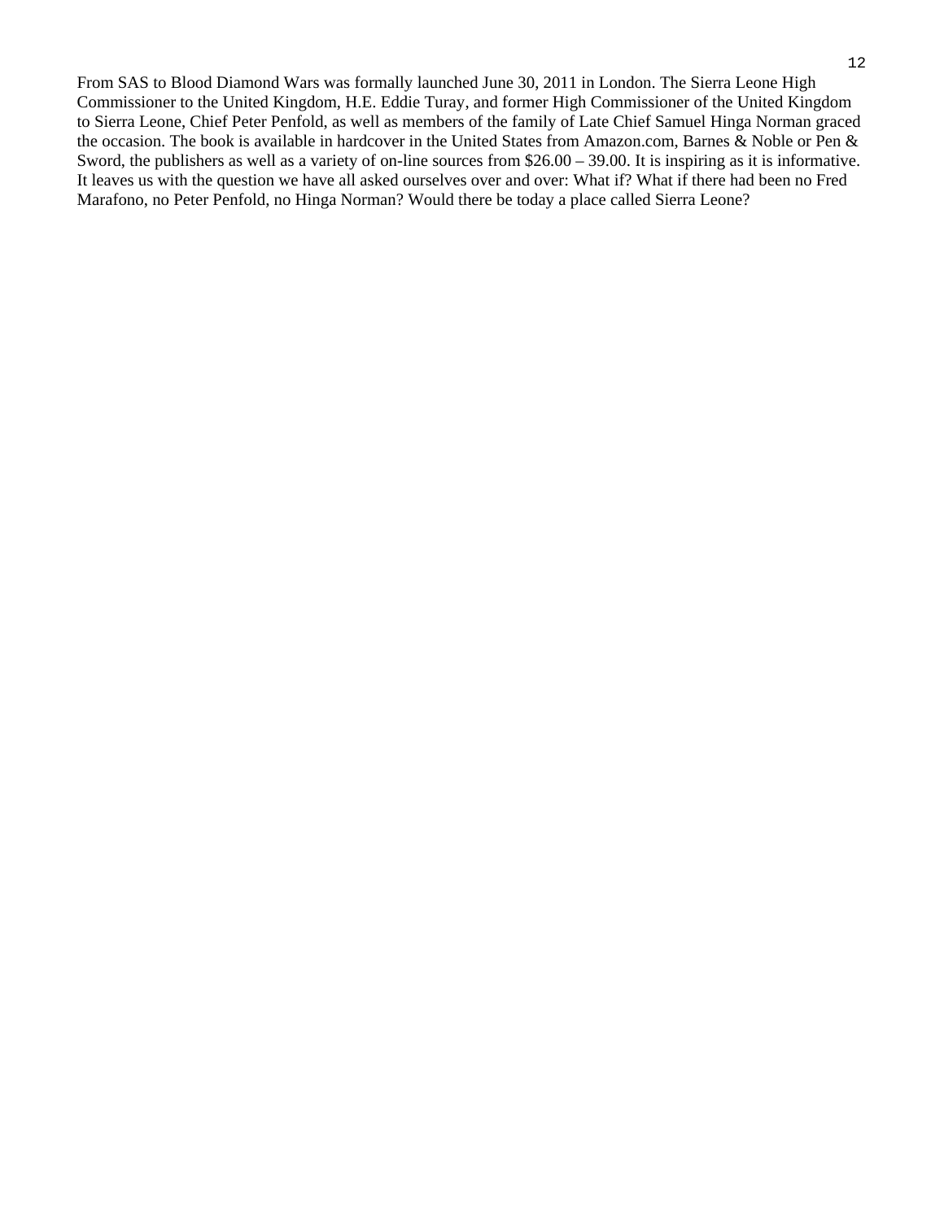From SAS to Blood Diamond Wars was formally launched June 30, 2011 in London. The Sierra Leone High Commissioner to the United Kingdom, H.E. Eddie Turay, and former High Commissioner of the United Kingdom to Sierra Leone, Chief Peter Penfold, as well as members of the family of Late Chief Samuel Hinga Norman graced the occasion. The book is available in hardcover in the United States from Amazon.com, Barnes & Noble or Pen & Sword, the publishers as well as a variety of on-line sources from $26.00 – 39.00. It is inspiring as it is informative. It leaves us with the question we have all asked ourselves over and over: What if? What if there had been no Fred Marafono, no Peter Penfold, no Hinga Norman? Would there be today a place called Sierra Leone?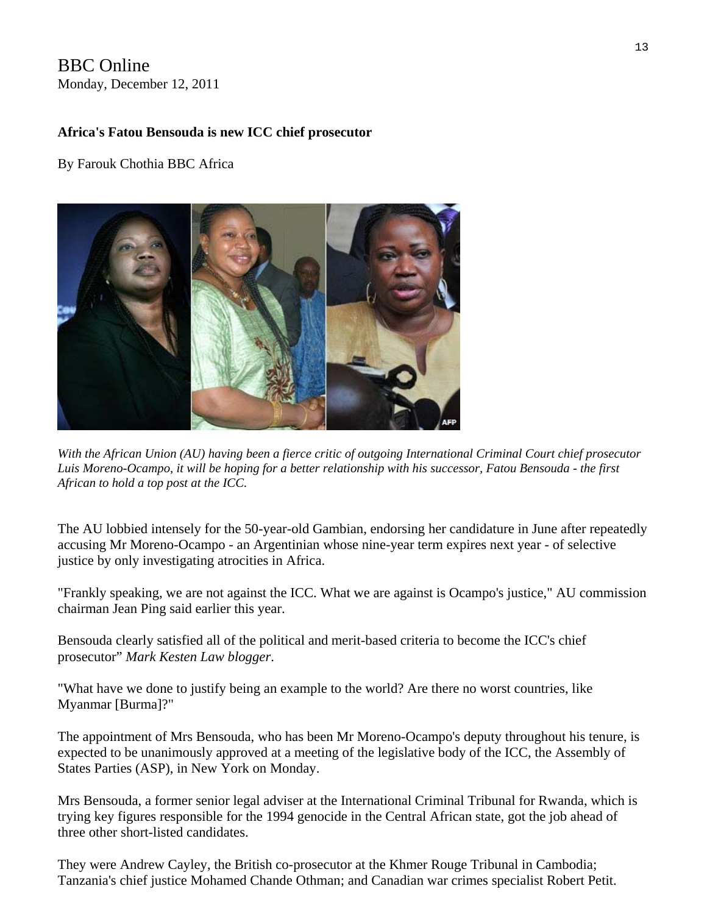BBC Online
Monday, December 12, 2011

**Africa's Fatou Bensouda is new ICC chief prosecutor**

By Farouk Chothia BBC Africa

*With the African Union (AU) having been a fierce critic of outgoing International Criminal Court chief prosecutor Luis Moreno-Ocampo, it will be hoping for a better relationship with his successor, Fatou Bensouda - the first African to hold a top post at the ICC.*

The AU lobbied intensely for the 50-year-old Gambian, endorsing her candidature in June after repeatedly accusing Mr Moreno-Ocampo - an Argentinian whose nine-year term expires next year - of selective justice by only investigating atrocities in Africa.

"Frankly speaking, we are not against the ICC. What we are against is Ocampo's justice," AU commission chairman Jean Ping said earlier this year.

Bensouda clearly satisfied all of the political and merit-based criteria to become the ICC's chief prosecutor" *Mark Kesten Law blogger*.

"What have we done to justify being an example to the world? Are there no worst countries, like Myanmar [Burma]?"

The appointment of Mrs Bensouda, who has been Mr Moreno-Ocampo's deputy throughout his tenure, is expected to be unanimously approved at a meeting of the legislative body of the ICC, the Assembly of States Parties (ASP), in New York on Monday.

Mrs Bensouda, a former senior legal adviser at the International Criminal Tribunal for Rwanda, which is trying key figures responsible for the 1994 genocide in the Central African state, got the job ahead of three other short-listed candidates.

They were Andrew Cayley, the British co-prosecutor at the Khmer Rouge Tribunal in Cambodia; Tanzania's chief justice Mohamed Chande Othman; and Canadian war crimes specialist Robert Petit.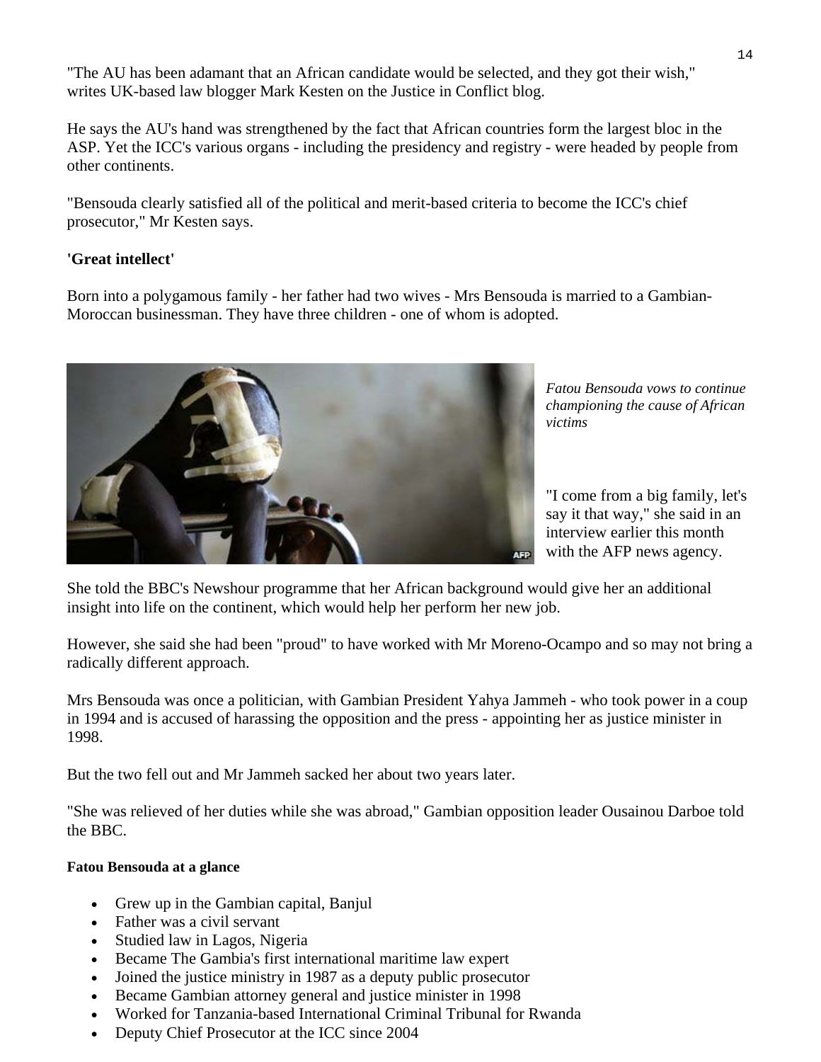"The AU has been adamant that an African candidate would be selected, and they got their wish," writes UK-based law blogger Mark Kesten on the Justice in Conflict blog.

He says the AU's hand was strengthened by the fact that African countries form the largest bloc in the ASP. Yet the ICC's various organs - including the presidency and registry - were headed by people from other continents.

"Bensouda clearly satisfied all of the political and merit-based criteria to become the ICC's chief prosecutor," Mr Kesten says.

**'Great intellect'**

Born into a polygamous family - her father had two wives - Mrs Bensouda is married to a Gambian-Moroccan businessman. They have three children - one of whom is adopted.

*Fatou Bensouda vows to continue championing the cause of African victims*

"I come from a big family, let's say it that way," she said in an interview earlier this month with the AFP news agency.

She told the BBC's Newshour programme that her African background would give her an additional insight into life on the continent, which would help her perform her new job.

However, she said she had been "proud" to have worked with Mr Moreno-Ocampo and so may not bring a radically different approach.

Mrs Bensouda was once a politician, with Gambian President Yahya Jammeh - who took power in a coup in 1994 and is accused of harassing the opposition and the press - appointing her as justice minister in 1998.

But the two fell out and Mr Jammeh sacked her about two years later.

"She was relieved of her duties while she was abroad," Gambian opposition leader Ousainou Darboe told the BBC.

**Fatou Bensouda at a glance**

- Grew up in the Gambian capital, Banjul
- Father was a civil servant
- Studied law in Lagos, Nigeria
- Became The Gambia's first international maritime law expert
- Joined the justice ministry in 1987 as a deputy public prosecutor
- Became Gambian attorney general and justice minister in 1998
- Worked for Tanzania-based International Criminal Tribunal for Rwanda
- Deputy Chief Prosecutor at the ICC since 2004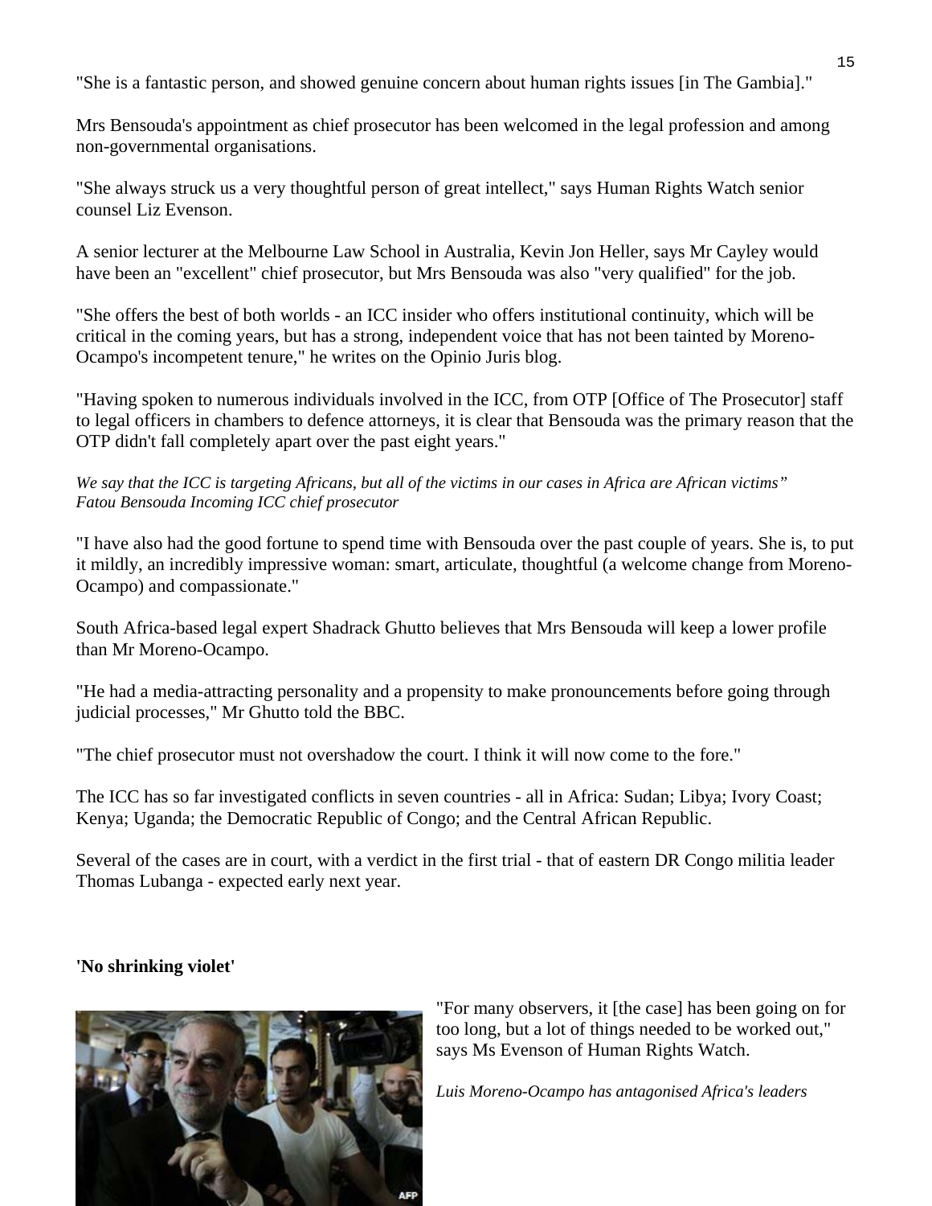"She is a fantastic person, and showed genuine concern about human rights issues [in The Gambia]."

Mrs Bensouda's appointment as chief prosecutor has been welcomed in the legal profession and among non-governmental organisations.

"She always struck us a very thoughtful person of great intellect," says Human Rights Watch senior counsel Liz Evenson.

A senior lecturer at the Melbourne Law School in Australia, Kevin Jon Heller, says Mr Cayley would have been an "excellent" chief prosecutor, but Mrs Bensouda was also "very qualified" for the job.

"She offers the best of both worlds - an ICC insider who offers institutional continuity, which will be critical in the coming years, but has a strong, independent voice that has not been tainted by Moreno-Ocampo's incompetent tenure," he writes on the Opinio Juris blog.

"Having spoken to numerous individuals involved in the ICC, from OTP [Office of The Prosecutor] staff to legal officers in chambers to defence attorneys, it is clear that Bensouda was the primary reason that the OTP didn't fall completely apart over the past eight years."

*We say that the ICC is targeting Africans, but all of the victims in our cases in Africa are African victims"*
*Fatou Bensouda Incoming ICC chief prosecutor*

"I have also had the good fortune to spend time with Bensouda over the past couple of years. She is, to put it mildly, an incredibly impressive woman: smart, articulate, thoughtful (a welcome change from Moreno-Ocampo) and compassionate."

South Africa-based legal expert Shadrack Ghutto believes that Mrs Bensouda will keep a lower profile than Mr Moreno-Ocampo.

"He had a media-attracting personality and a propensity to make pronouncements before going through judicial processes," Mr Ghutto told the BBC.

"The chief prosecutor must not overshadow the court. I think it will now come to the fore."

The ICC has so far investigated conflicts in seven countries - all in Africa: Sudan; Libya; Ivory Coast; Kenya; Uganda; the Democratic Republic of Congo; and the Central African Republic.

Several of the cases are in court, with a verdict in the first trial - that of eastern DR Congo militia leader Thomas Lubanga - expected early next year.

**'No shrinking violet'**

"For many observers, it [the case] has been going on for too long, but a lot of things needed to be worked out," says Ms Evenson of Human Rights Watch.

*Luis Moreno-Ocampo has antagonised Africa's leaders*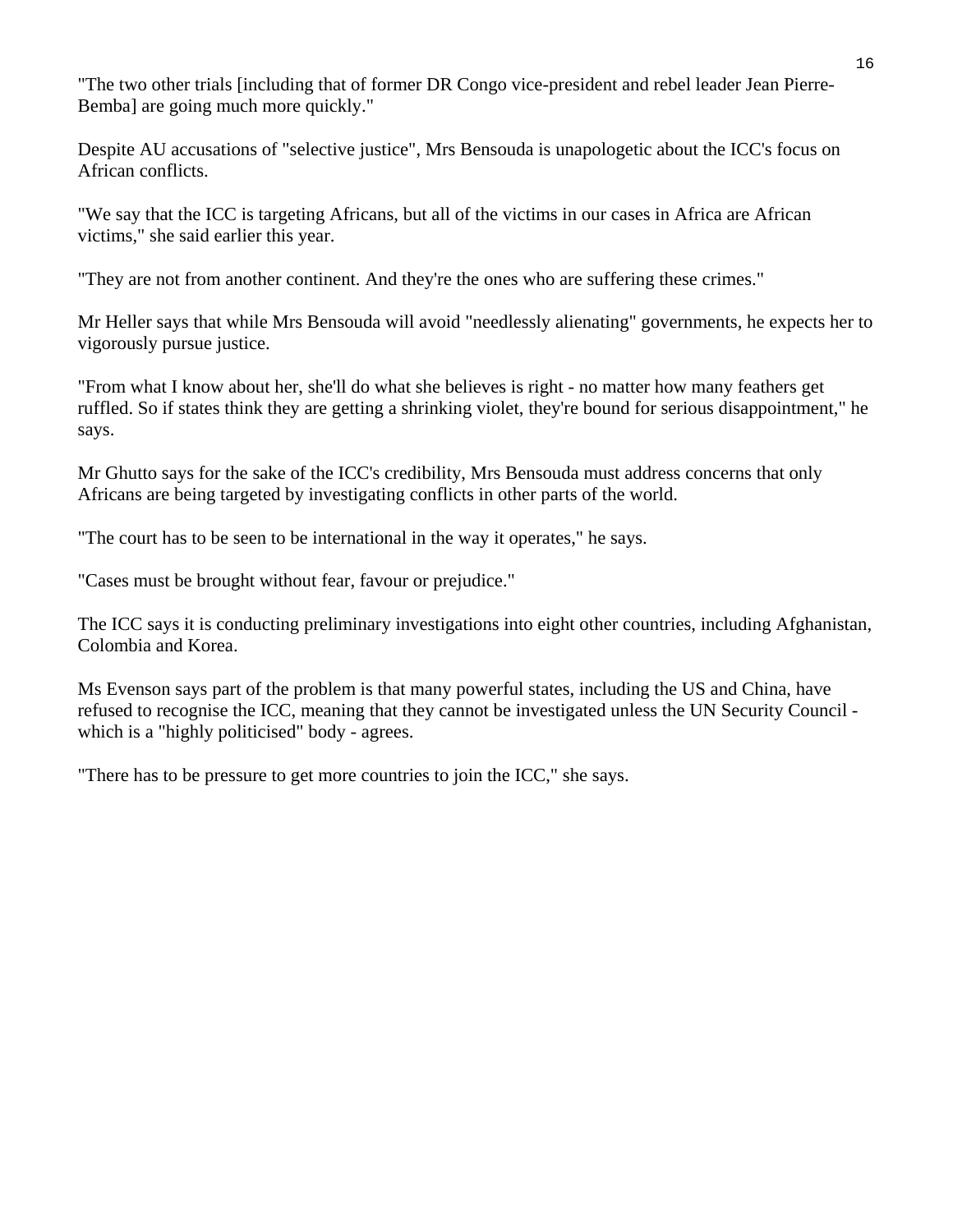"The two other trials [including that of former DR Congo vice-president and rebel leader Jean Pierre-Bemba] are going much more quickly."

Despite AU accusations of "selective justice", Mrs Bensouda is unapologetic about the ICC's focus on African conflicts.

"We say that the ICC is targeting Africans, but all of the victims in our cases in Africa are African victims," she said earlier this year.

"They are not from another continent. And they're the ones who are suffering these crimes."

Mr Heller says that while Mrs Bensouda will avoid "needlessly alienating" governments, he expects her to vigorously pursue justice.

"From what I know about her, she'll do what she believes is right - no matter how many feathers get ruffled. So if states think they are getting a shrinking violet, they're bound for serious disappointment," he says.

Mr Ghutto says for the sake of the ICC's credibility, Mrs Bensouda must address concerns that only Africans are being targeted by investigating conflicts in other parts of the world.

"The court has to be seen to be international in the way it operates," he says.

"Cases must be brought without fear, favour or prejudice."

The ICC says it is conducting preliminary investigations into eight other countries, including Afghanistan, Colombia and Korea.

Ms Evenson says part of the problem is that many powerful states, including the US and China, have refused to recognise the ICC, meaning that they cannot be investigated unless the UN Security Council - which is a "highly politicised" body - agrees.

"There has to be pressure to get more countries to join the ICC," she says.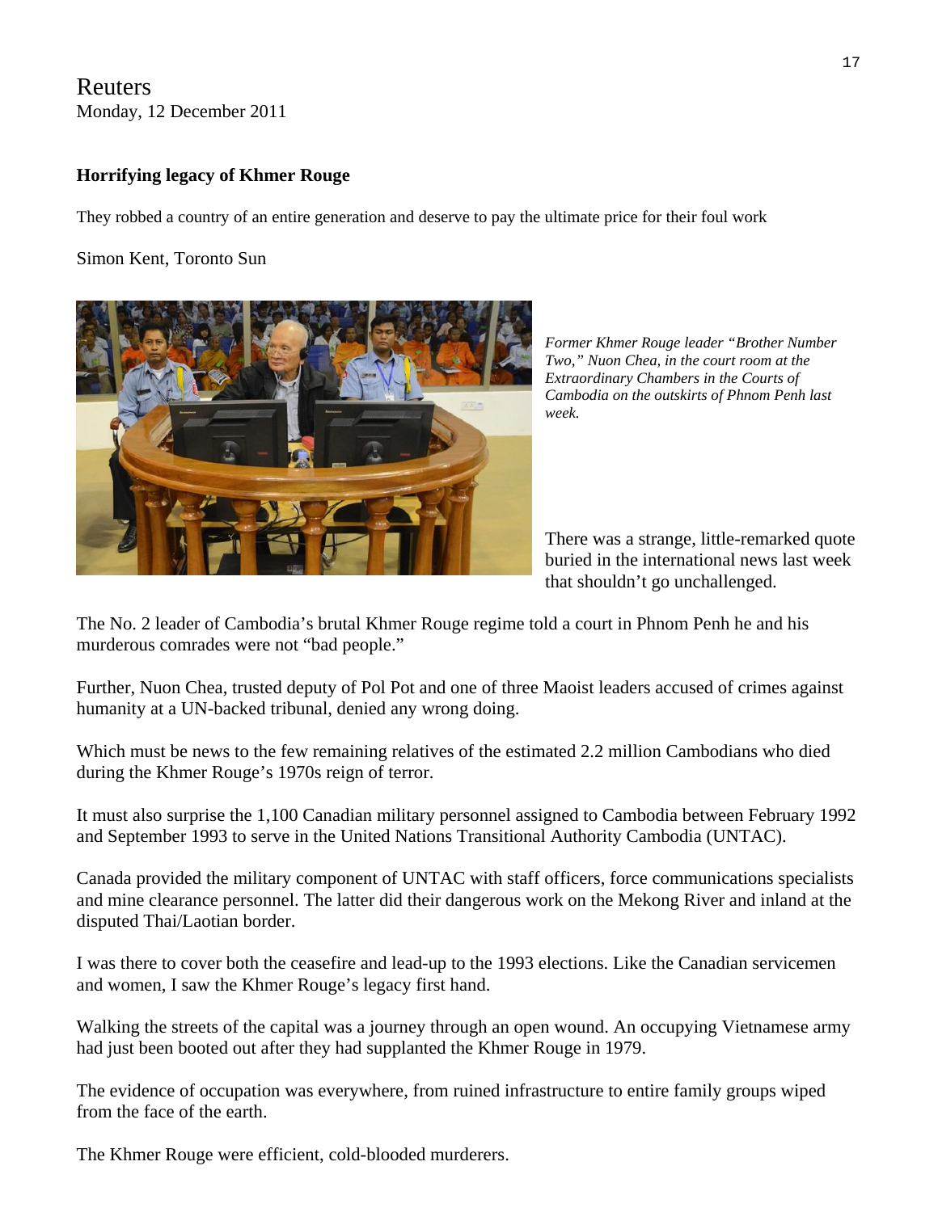Reuters
Monday, 12 December 2011

**Horrifying legacy of Khmer Rouge**

They robbed a country of an entire generation and deserve to pay the ultimate price for their foul work

Simon Kent, Toronto Sun

*Former Khmer Rouge leader "Brother Number Two," Nuon Chea, in the court room at the Extraordinary Chambers in the Courts of Cambodia on the outskirts of Phnom Penh last week.*

There was a strange, little-remarked quote buried in the international news last week that shouldn't go unchallenged.

The No. 2 leader of Cambodia's brutal Khmer Rouge regime told a court in Phnom Penh he and his murderous comrades were not "bad people."

Further, Nuon Chea, trusted deputy of Pol Pot and one of three Maoist leaders accused of crimes against humanity at a UN-backed tribunal, denied any wrong doing.

Which must be news to the few remaining relatives of the estimated 2.2 million Cambodians who died during the Khmer Rouge's 1970s reign of terror.

It must also surprise the 1,100 Canadian military personnel assigned to Cambodia between February 1992 and September 1993 to serve in the United Nations Transitional Authority Cambodia (UNTAC).

Canada provided the military component of UNTAC with staff officers, force communications specialists and mine clearance personnel. The latter did their dangerous work on the Mekong River and inland at the disputed Thai/Laotian border.

I was there to cover both the ceasefire and lead-up to the 1993 elections. Like the Canadian servicemen and women, I saw the Khmer Rouge's legacy first hand.

Walking the streets of the capital was a journey through an open wound. An occupying Vietnamese army had just been booted out after they had supplanted the Khmer Rouge in 1979.

The evidence of occupation was everywhere, from ruined infrastructure to entire family groups wiped from the face of the earth.

The Khmer Rouge were efficient, cold-blooded murderers.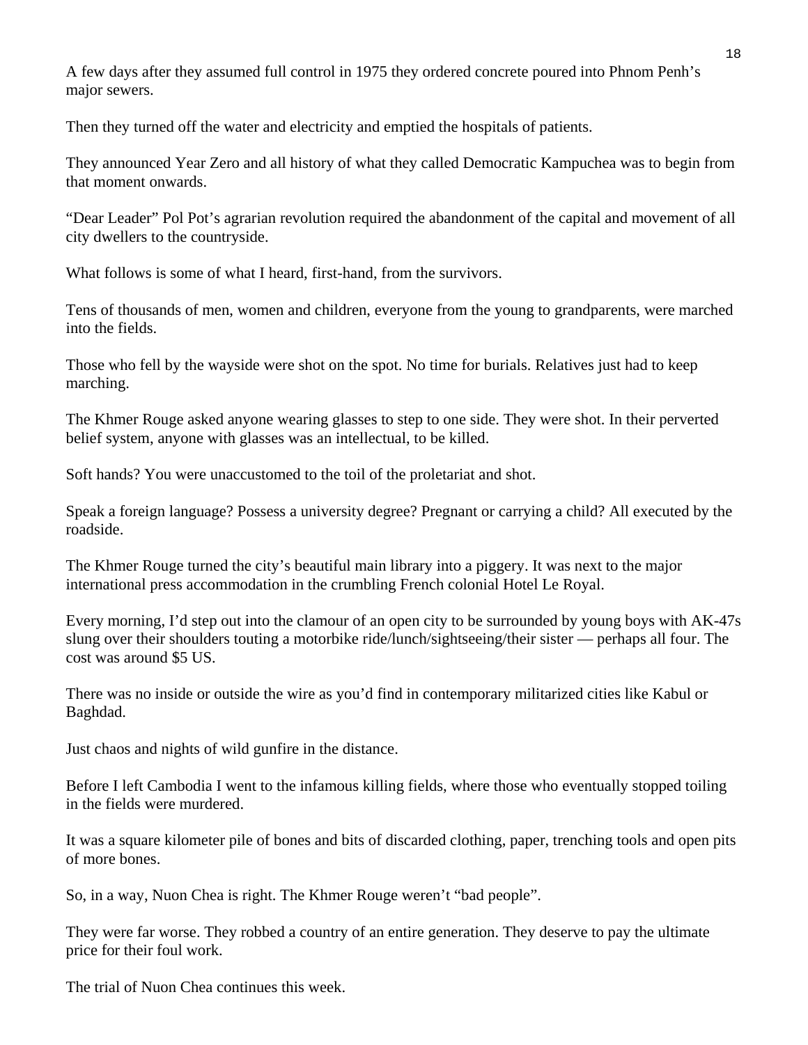A few days after they assumed full control in 1975 they ordered concrete poured into Phnom Penh's major sewers.

Then they turned off the water and electricity and emptied the hospitals of patients.

They announced Year Zero and all history of what they called Democratic Kampuchea was to begin from that moment onwards.

"Dear Leader" Pol Pot's agrarian revolution required the abandonment of the capital and movement of all city dwellers to the countryside.

What follows is some of what I heard, first-hand, from the survivors.

Tens of thousands of men, women and children, everyone from the young to grandparents, were marched into the fields.

Those who fell by the wayside were shot on the spot. No time for burials. Relatives just had to keep marching.

The Khmer Rouge asked anyone wearing glasses to step to one side. They were shot. In their perverted belief system, anyone with glasses was an intellectual, to be killed.

Soft hands? You were unaccustomed to the toil of the proletariat and shot.

Speak a foreign language? Possess a university degree? Pregnant or carrying a child? All executed by the roadside.

The Khmer Rouge turned the city's beautiful main library into a piggery. It was next to the major international press accommodation in the crumbling French colonial Hotel Le Royal.

Every morning, I'd step out into the clamour of an open city to be surrounded by young boys with AK-47s slung over their shoulders touting a motorbike ride/lunch/sightseeing/their sister — perhaps all four. The cost was around $5 US.

There was no inside or outside the wire as you'd find in contemporary militarized cities like Kabul or Baghdad.

Just chaos and nights of wild gunfire in the distance.

Before I left Cambodia I went to the infamous killing fields, where those who eventually stopped toiling in the fields were murdered.

It was a square kilometer pile of bones and bits of discarded clothing, paper, trenching tools and open pits of more bones.

So, in a way, Nuon Chea is right. The Khmer Rouge weren't "bad people".

They were far worse. They robbed a country of an entire generation. They deserve to pay the ultimate price for their foul work.

The trial of Nuon Chea continues this week.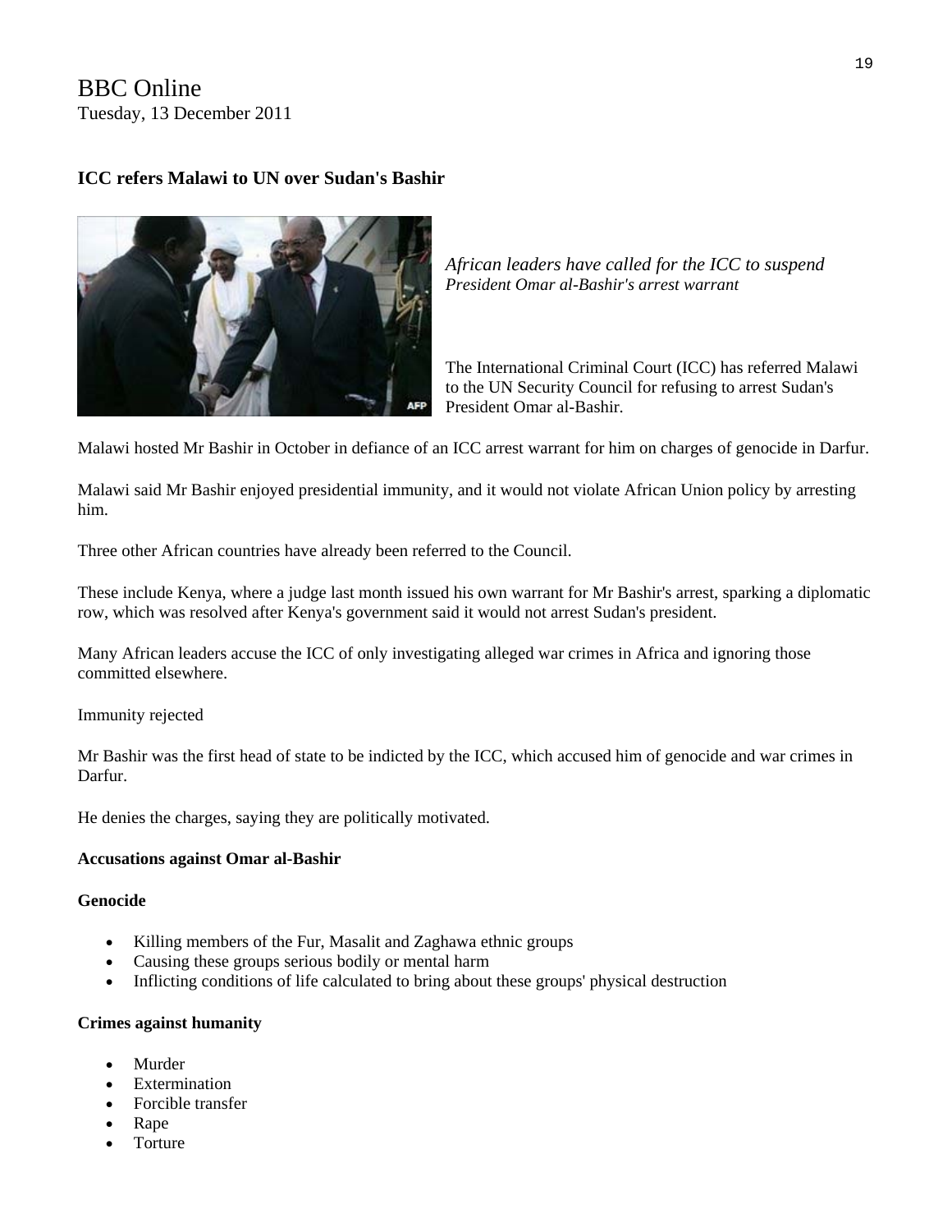BBC Online
Tuesday, 13 December 2011

## ICC refers Malawi to UN over Sudan's Bashir

*African leaders have called for the ICC to suspend President Omar al-Bashir's arrest warrant*

The International Criminal Court (ICC) has referred Malawi to the UN Security Council for refusing to arrest Sudan's President Omar al-Bashir.

Malawi hosted Mr Bashir in October in defiance of an ICC arrest warrant for him on charges of genocide in Darfur.

Malawi said Mr Bashir enjoyed presidential immunity, and it would not violate African Union policy by arresting him.

Three other African countries have already been referred to the Council.

These include Kenya, where a judge last month issued his own warrant for Mr Bashir's arrest, sparking a diplomatic row, which was resolved after Kenya's government said it would not arrest Sudan's president.

Many African leaders accuse the ICC of only investigating alleged war crimes in Africa and ignoring those committed elsewhere.

Immunity rejected

Mr Bashir was the first head of state to be indicted by the ICC, which accused him of genocide and war crimes in Darfur.

He denies the charges, saying they are politically motivated.

**Accusations against Omar al-Bashir**

**Genocide**

- Killing members of the Fur, Masalit and Zaghawa ethnic groups
- Causing these groups serious bodily or mental harm
- Inflicting conditions of life calculated to bring about these groups' physical destruction

**Crimes against humanity**

- Murder
- Extermination
- Forcible transfer
- Rape
- Torture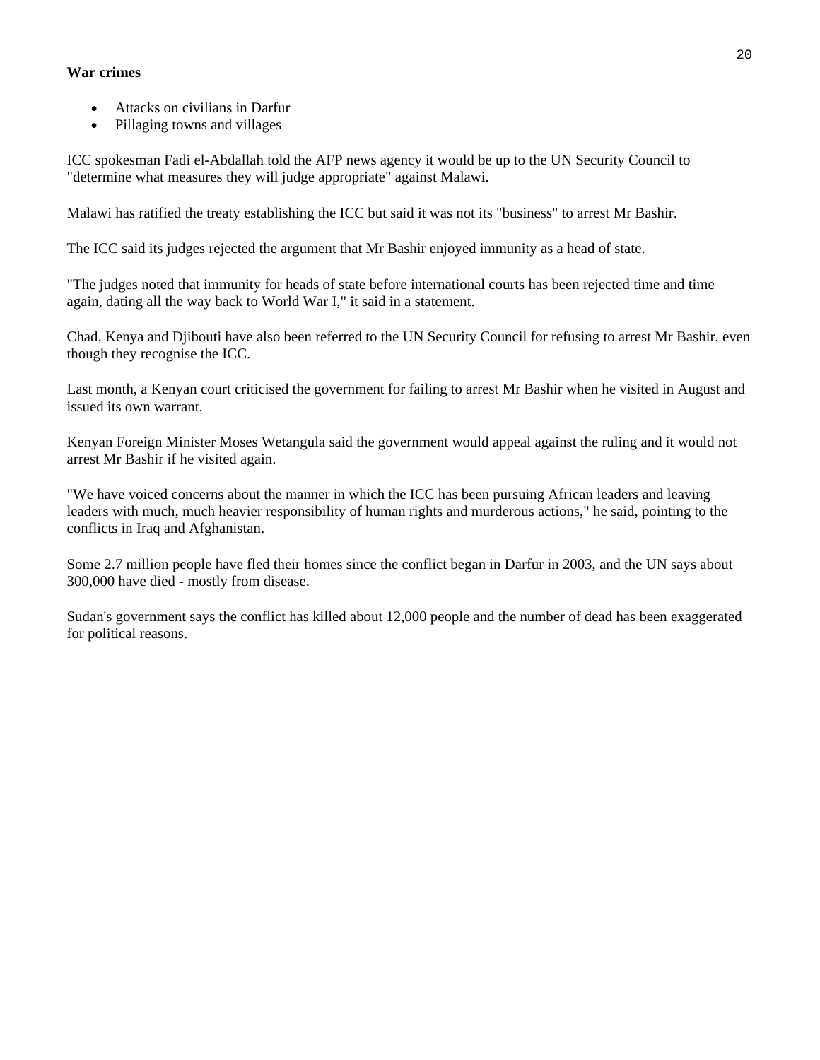**War crimes**

- Attacks on civilians in Darfur
- Pillaging towns and villages

ICC spokesman Fadi el-Abdallah told the AFP news agency it would be up to the UN Security Council to "determine what measures they will judge appropriate" against Malawi.

Malawi has ratified the treaty establishing the ICC but said it was not its "business" to arrest Mr Bashir.

The ICC said its judges rejected the argument that Mr Bashir enjoyed immunity as a head of state.

"The judges noted that immunity for heads of state before international courts has been rejected time and time again, dating all the way back to World War I," it said in a statement.

Chad, Kenya and Djibouti have also been referred to the UN Security Council for refusing to arrest Mr Bashir, even though they recognise the ICC.

Last month, a Kenyan court criticised the government for failing to arrest Mr Bashir when he visited in August and issued its own warrant.

Kenyan Foreign Minister Moses Wetangula said the government would appeal against the ruling and it would not arrest Mr Bashir if he visited again.

"We have voiced concerns about the manner in which the ICC has been pursuing African leaders and leaving leaders with much, much heavier responsibility of human rights and murderous actions," he said, pointing to the conflicts in Iraq and Afghanistan.

Some 2.7 million people have fled their homes since the conflict began in Darfur in 2003, and the UN says about 300,000 have died - mostly from disease.

Sudan's government says the conflict has killed about 12,000 people and the number of dead has been exaggerated for political reasons.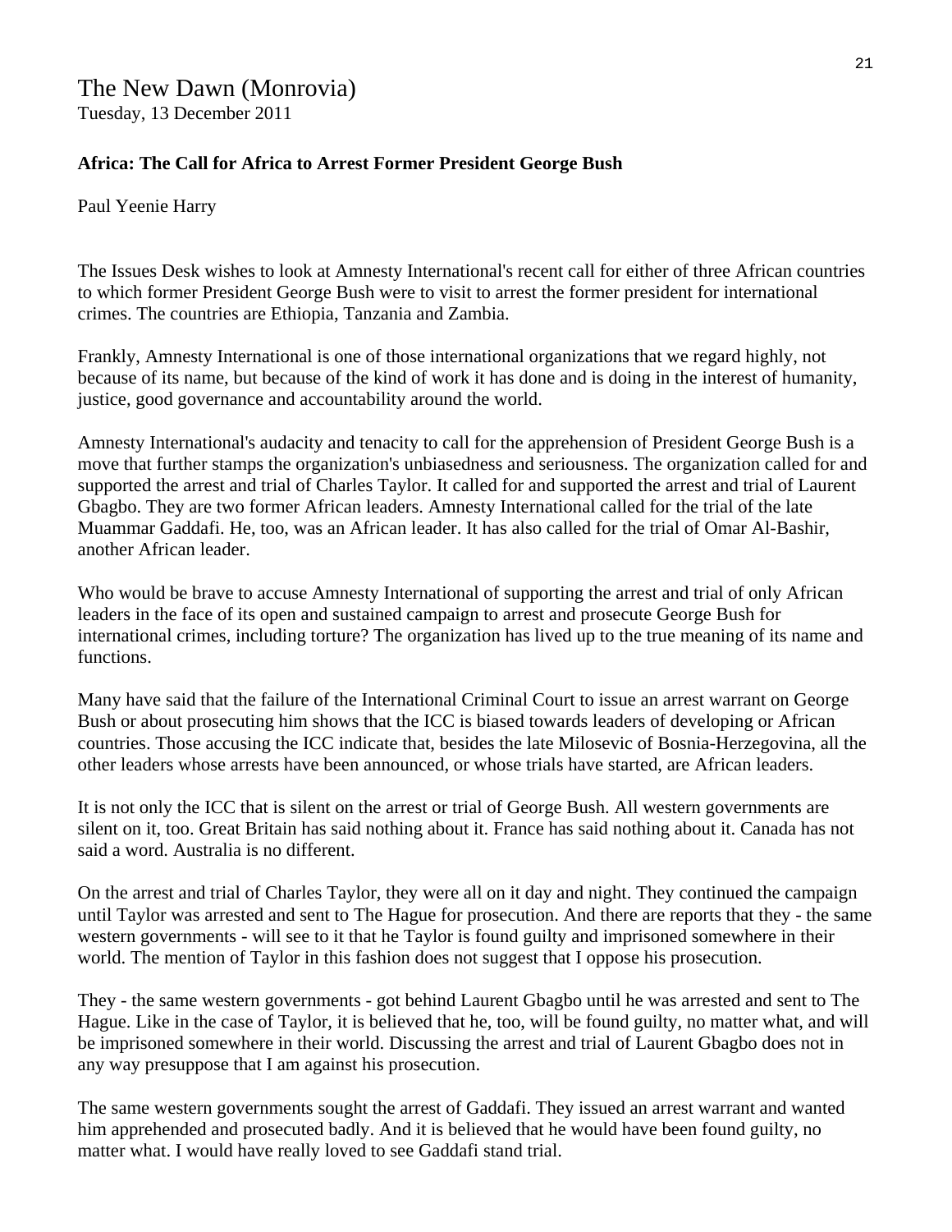The New Dawn (Monrovia)
Tuesday, 13 December 2011

**Africa: The Call for Africa to Arrest Former President George Bush**

Paul Yeenie Harry

The Issues Desk wishes to look at Amnesty International's recent call for either of three African countries to which former President George Bush were to visit to arrest the former president for international crimes. The countries are Ethiopia, Tanzania and Zambia.

Frankly, Amnesty International is one of those international organizations that we regard highly, not because of its name, but because of the kind of work it has done and is doing in the interest of humanity, justice, good governance and accountability around the world.

Amnesty International's audacity and tenacity to call for the apprehension of President George Bush is a move that further stamps the organization's unbiasedness and seriousness. The organization called for and supported the arrest and trial of Charles Taylor. It called for and supported the arrest and trial of Laurent Gbagbo. They are two former African leaders. Amnesty International called for the trial of the late Muammar Gaddafi. He, too, was an African leader. It has also called for the trial of Omar Al-Bashir, another African leader.

Who would be brave to accuse Amnesty International of supporting the arrest and trial of only African leaders in the face of its open and sustained campaign to arrest and prosecute George Bush for international crimes, including torture? The organization has lived up to the true meaning of its name and functions.

Many have said that the failure of the International Criminal Court to issue an arrest warrant on George Bush or about prosecuting him shows that the ICC is biased towards leaders of developing or African countries. Those accusing the ICC indicate that, besides the late Milosevic of Bosnia-Herzegovina, all the other leaders whose arrests have been announced, or whose trials have started, are African leaders.

It is not only the ICC that is silent on the arrest or trial of George Bush. All western governments are silent on it, too. Great Britain has said nothing about it. France has said nothing about it. Canada has not said a word. Australia is no different.

On the arrest and trial of Charles Taylor, they were all on it day and night. They continued the campaign until Taylor was arrested and sent to The Hague for prosecution. And there are reports that they - the same western governments - will see to it that he Taylor is found guilty and imprisoned somewhere in their world. The mention of Taylor in this fashion does not suggest that I oppose his prosecution.

They - the same western governments - got behind Laurent Gbagbo until he was arrested and sent to The Hague. Like in the case of Taylor, it is believed that he, too, will be found guilty, no matter what, and will be imprisoned somewhere in their world. Discussing the arrest and trial of Laurent Gbagbo does not in any way presuppose that I am against his prosecution.

The same western governments sought the arrest of Gaddafi. They issued an arrest warrant and wanted him apprehended and prosecuted badly. And it is believed that he would have been found guilty, no matter what. I would have really loved to see Gaddafi stand trial.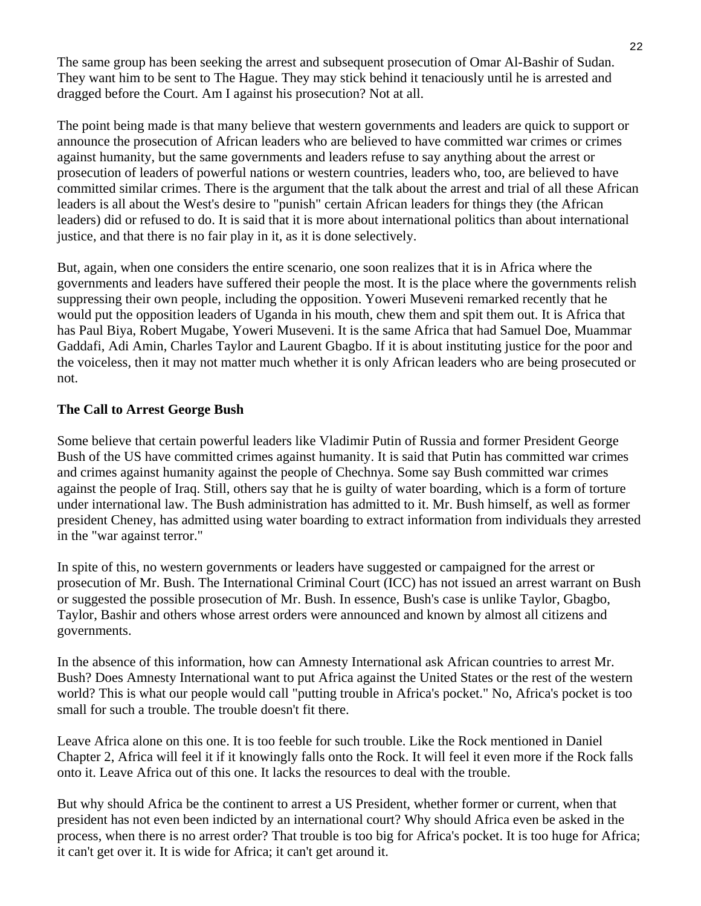The same group has been seeking the arrest and subsequent prosecution of Omar Al-Bashir of Sudan. They want him to be sent to The Hague. They may stick behind it tenaciously until he is arrested and dragged before the Court. Am I against his prosecution? Not at all.

The point being made is that many believe that western governments and leaders are quick to support or announce the prosecution of African leaders who are believed to have committed war crimes or crimes against humanity, but the same governments and leaders refuse to say anything about the arrest or prosecution of leaders of powerful nations or western countries, leaders who, too, are believed to have committed similar crimes. There is the argument that the talk about the arrest and trial of all these African leaders is all about the West's desire to "punish" certain African leaders for things they (the African leaders) did or refused to do. It is said that it is more about international politics than about international justice, and that there is no fair play in it, as it is done selectively.

But, again, when one considers the entire scenario, one soon realizes that it is in Africa where the governments and leaders have suffered their people the most. It is the place where the governments relish suppressing their own people, including the opposition. Yoweri Museveni remarked recently that he would put the opposition leaders of Uganda in his mouth, chew them and spit them out. It is Africa that has Paul Biya, Robert Mugabe, Yoweri Museveni. It is the same Africa that had Samuel Doe, Muammar Gaddafi, Adi Amin, Charles Taylor and Laurent Gbagbo. If it is about instituting justice for the poor and the voiceless, then it may not matter much whether it is only African leaders who are being prosecuted or not.

**The Call to Arrest George Bush**

Some believe that certain powerful leaders like Vladimir Putin of Russia and former President George Bush of the US have committed crimes against humanity. It is said that Putin has committed war crimes and crimes against humanity against the people of Chechnya. Some say Bush committed war crimes against the people of Iraq. Still, others say that he is guilty of water boarding, which is a form of torture under international law. The Bush administration has admitted to it. Mr. Bush himself, as well as former president Cheney, has admitted using water boarding to extract information from individuals they arrested in the "war against terror."

In spite of this, no western governments or leaders have suggested or campaigned for the arrest or prosecution of Mr. Bush. The International Criminal Court (ICC) has not issued an arrest warrant on Bush or suggested the possible prosecution of Mr. Bush. In essence, Bush's case is unlike Taylor, Gbagbo, Taylor, Bashir and others whose arrest orders were announced and known by almost all citizens and governments.

In the absence of this information, how can Amnesty International ask African countries to arrest Mr. Bush? Does Amnesty International want to put Africa against the United States or the rest of the western world? This is what our people would call "putting trouble in Africa's pocket." No, Africa's pocket is too small for such a trouble. The trouble doesn't fit there.

Leave Africa alone on this one. It is too feeble for such trouble. Like the Rock mentioned in Daniel Chapter 2, Africa will feel it if it knowingly falls onto the Rock. It will feel it even more if the Rock falls onto it. Leave Africa out of this one. It lacks the resources to deal with the trouble.

But why should Africa be the continent to arrest a US President, whether former or current, when that president has not even been indicted by an international court? Why should Africa even be asked in the process, when there is no arrest order? That trouble is too big for Africa's pocket. It is too huge for Africa; it can't get over it. It is wide for Africa; it can't get around it.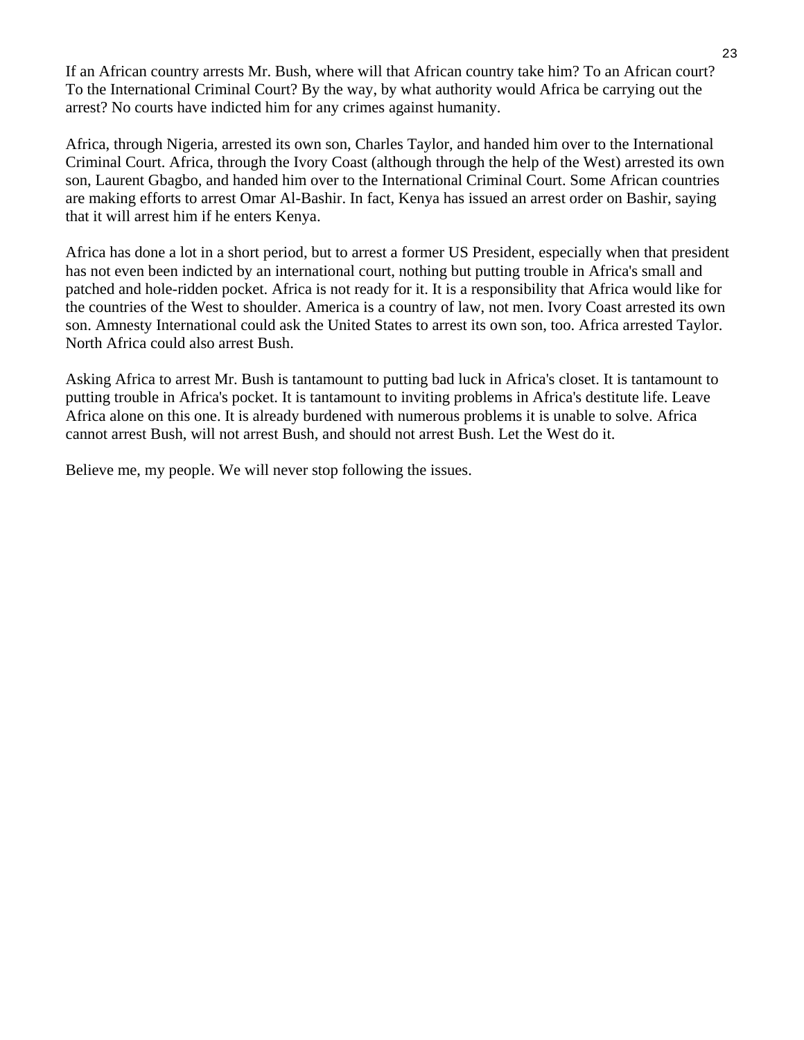If an African country arrests Mr. Bush, where will that African country take him? To an African court? To the International Criminal Court? By the way, by what authority would Africa be carrying out the arrest? No courts have indicted him for any crimes against humanity.

Africa, through Nigeria, arrested its own son, Charles Taylor, and handed him over to the International Criminal Court. Africa, through the Ivory Coast (although through the help of the West) arrested its own son, Laurent Gbagbo, and handed him over to the International Criminal Court. Some African countries are making efforts to arrest Omar Al-Bashir. In fact, Kenya has issued an arrest order on Bashir, saying that it will arrest him if he enters Kenya.

Africa has done a lot in a short period, but to arrest a former US President, especially when that president has not even been indicted by an international court, nothing but putting trouble in Africa's small and patched and hole-ridden pocket. Africa is not ready for it. It is a responsibility that Africa would like for the countries of the West to shoulder. America is a country of law, not men. Ivory Coast arrested its own son. Amnesty International could ask the United States to arrest its own son, too. Africa arrested Taylor. North Africa could also arrest Bush.

Asking Africa to arrest Mr. Bush is tantamount to putting bad luck in Africa's closet. It is tantamount to putting trouble in Africa's pocket. It is tantamount to inviting problems in Africa's destitute life. Leave Africa alone on this one. It is already burdened with numerous problems it is unable to solve. Africa cannot arrest Bush, will not arrest Bush, and should not arrest Bush. Let the West do it.

Believe me, my people. We will never stop following the issues.